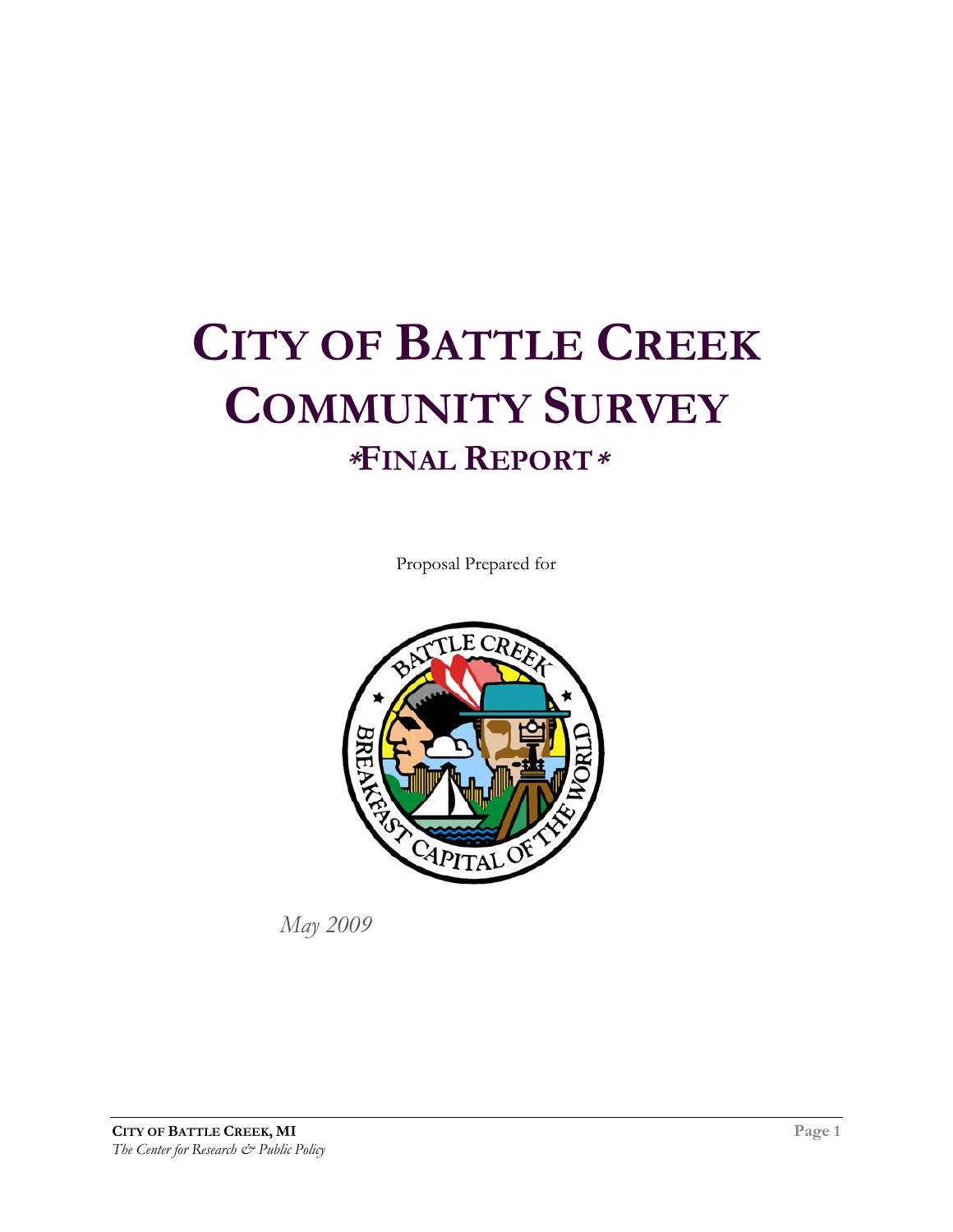# CITY OF BATTLE CREEK COMMUNITY SURVEY

## *FINAL REPORT*

Proposal Prepared for

*May 2009*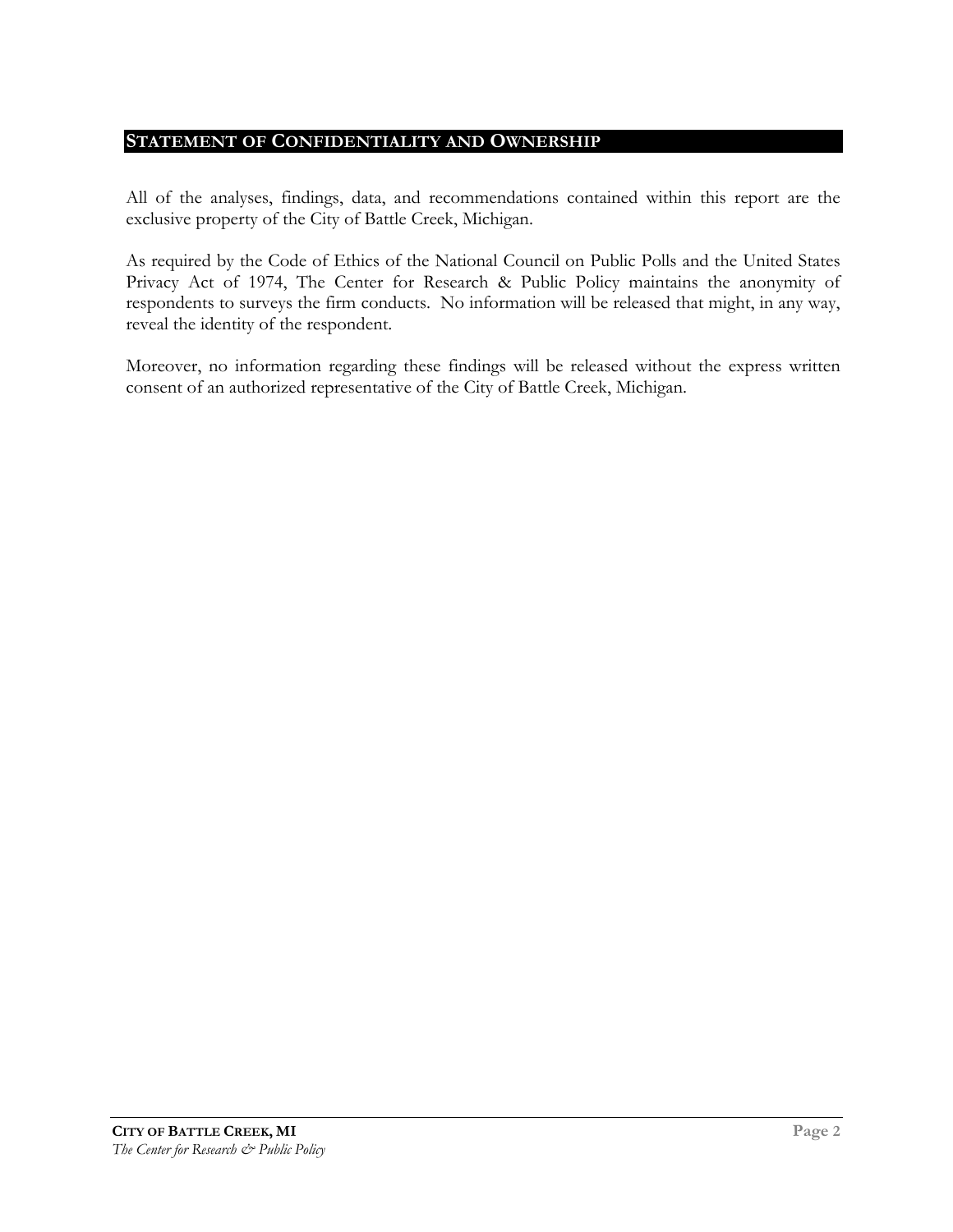## STATEMENT OF CONFIDENTIALITY AND OWNERSHIP

All of the analyses, findings, data, and recommendations contained within this report are the exclusive property of the City of Battle Creek, Michigan.

As required by the Code of Ethics of the National Council on Public Polls and the United States Privacy Act of 1974, The Center for Research & Public Policy maintains the anonymity of respondents to surveys the firm conducts. No information will be released that might, in any way, reveal the identity of the respondent.

Moreover, no information regarding these findings will be released without the express written consent of an authorized representative of the City of Battle Creek, Michigan.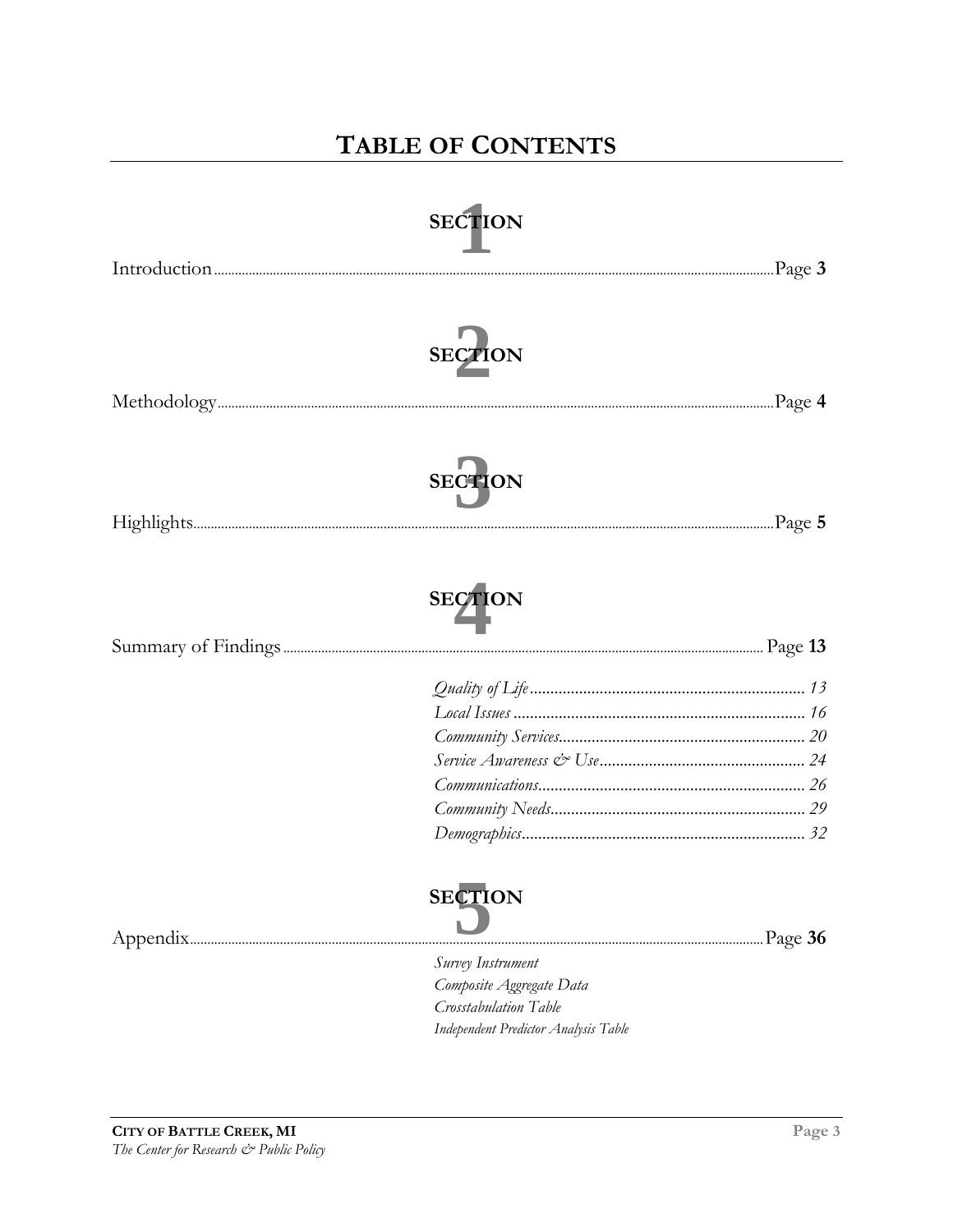# TABLE OF CONTENTS

## SECTION 1

Introduction .......... Page **3**

## SECTION 2

Methodology .......... Page **4**

## SECTION 3

Highlights .......... Page **5**

## SECTION 4

Summary of Findings .......... Page **13**

- *Quality of Life* .......... *13*
- *Local Issues* .......... *16*
- *Community Services* .......... *20*
- *Service Awareness & Use* .......... *24*
- *Communications* .......... *26*
- *Community Needs* .......... *29*
- *Demographics* .......... *32*

## SECTION 5

Appendix .......... Page **36**

- *Survey Instrument*
- *Composite Aggregate Data*
- *Crosstabulation Table*
- *Independent Predictor Analysis Table*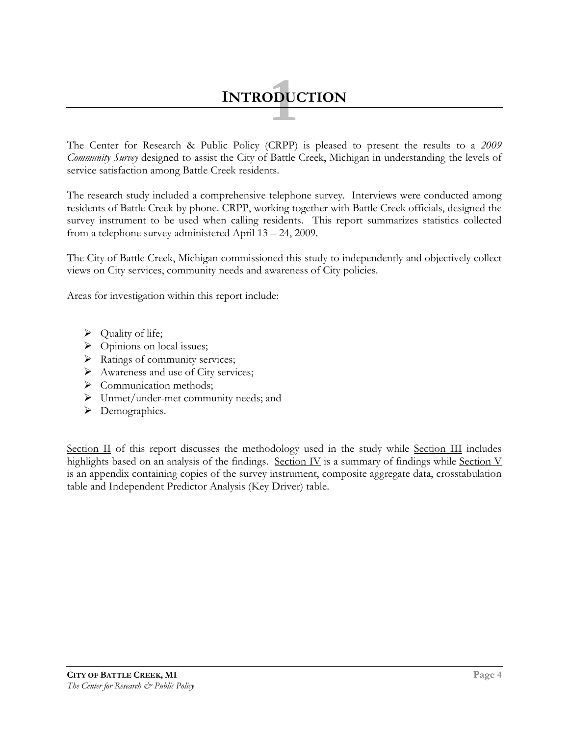# 1 INTRODUCTION

The Center for Research & Public Policy (CRPP) is pleased to present the results to a *2009 Community Survey* designed to assist the City of Battle Creek, Michigan in understanding the levels of service satisfaction among Battle Creek residents.

The research study included a comprehensive telephone survey. Interviews were conducted among residents of Battle Creek by phone. CRPP, working together with Battle Creek officials, designed the survey instrument to be used when calling residents. This report summarizes statistics collected from a telephone survey administered April 13 – 24, 2009.

The City of Battle Creek, Michigan commissioned this study to independently and objectively collect views on City services, community needs and awareness of City policies.

Areas for investigation within this report include:

- Quality of life;
- Opinions on local issues;
- Ratings of community services;
- Awareness and use of City services;
- Communication methods;
- Unmet/under-met community needs; and
- Demographics.

Section II of this report discusses the methodology used in the study while Section III includes highlights based on an analysis of the findings. Section IV is a summary of findings while Section V is an appendix containing copies of the survey instrument, composite aggregate data, crosstabulation table and Independent Predictor Analysis (Key Driver) table.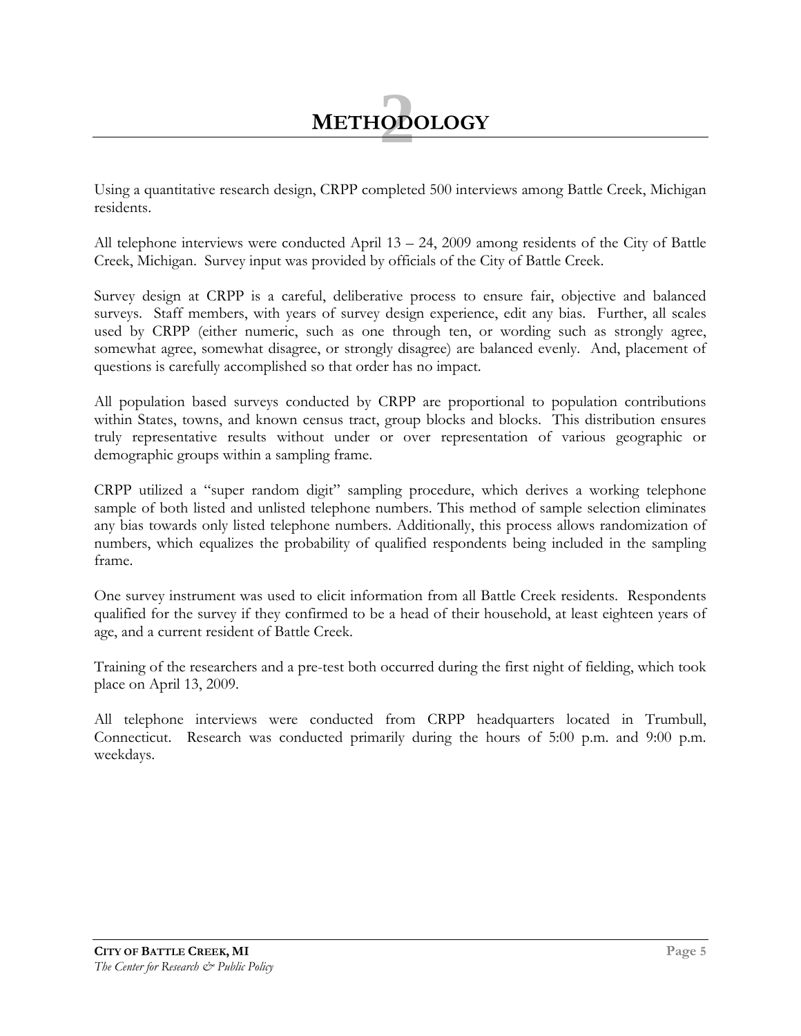# 2 METHODOLOGY

Using a quantitative research design, CRPP completed 500 interviews among Battle Creek, Michigan residents.

All telephone interviews were conducted April 13 – 24, 2009 among residents of the City of Battle Creek, Michigan. Survey input was provided by officials of the City of Battle Creek.

Survey design at CRPP is a careful, deliberative process to ensure fair, objective and balanced surveys. Staff members, with years of survey design experience, edit any bias. Further, all scales used by CRPP (either numeric, such as one through ten, or wording such as strongly agree, somewhat agree, somewhat disagree, or strongly disagree) are balanced evenly. And, placement of questions is carefully accomplished so that order has no impact.

All population based surveys conducted by CRPP are proportional to population contributions within States, towns, and known census tract, group blocks and blocks. This distribution ensures truly representative results without under or over representation of various geographic or demographic groups within a sampling frame.

CRPP utilized a "super random digit" sampling procedure, which derives a working telephone sample of both listed and unlisted telephone numbers. This method of sample selection eliminates any bias towards only listed telephone numbers. Additionally, this process allows randomization of numbers, which equalizes the probability of qualified respondents being included in the sampling frame.

One survey instrument was used to elicit information from all Battle Creek residents. Respondents qualified for the survey if they confirmed to be a head of their household, at least eighteen years of age, and a current resident of Battle Creek.

Training of the researchers and a pre-test both occurred during the first night of fielding, which took place on April 13, 2009.

All telephone interviews were conducted from CRPP headquarters located in Trumbull, Connecticut. Research was conducted primarily during the hours of 5:00 p.m. and 9:00 p.m. weekdays.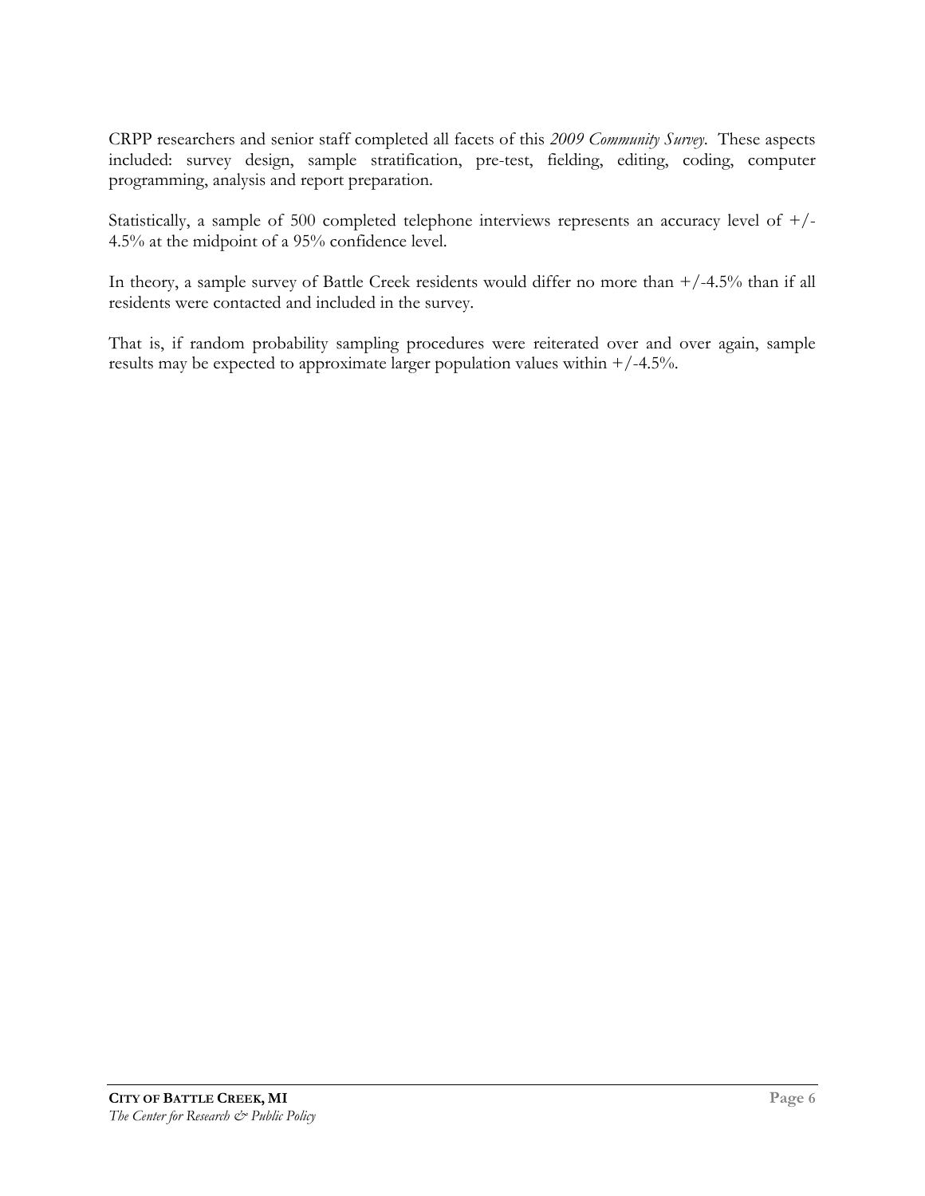CRPP researchers and senior staff completed all facets of this *2009 Community Survey*. These aspects included: survey design, sample stratification, pre-test, fielding, editing, coding, computer programming, analysis and report preparation.

Statistically, a sample of 500 completed telephone interviews represents an accuracy level of +/- 4.5% at the midpoint of a 95% confidence level.

In theory, a sample survey of Battle Creek residents would differ no more than +/-4.5% than if all residents were contacted and included in the survey.

That is, if random probability sampling procedures were reiterated over and over again, sample results may be expected to approximate larger population values within +/-4.5%.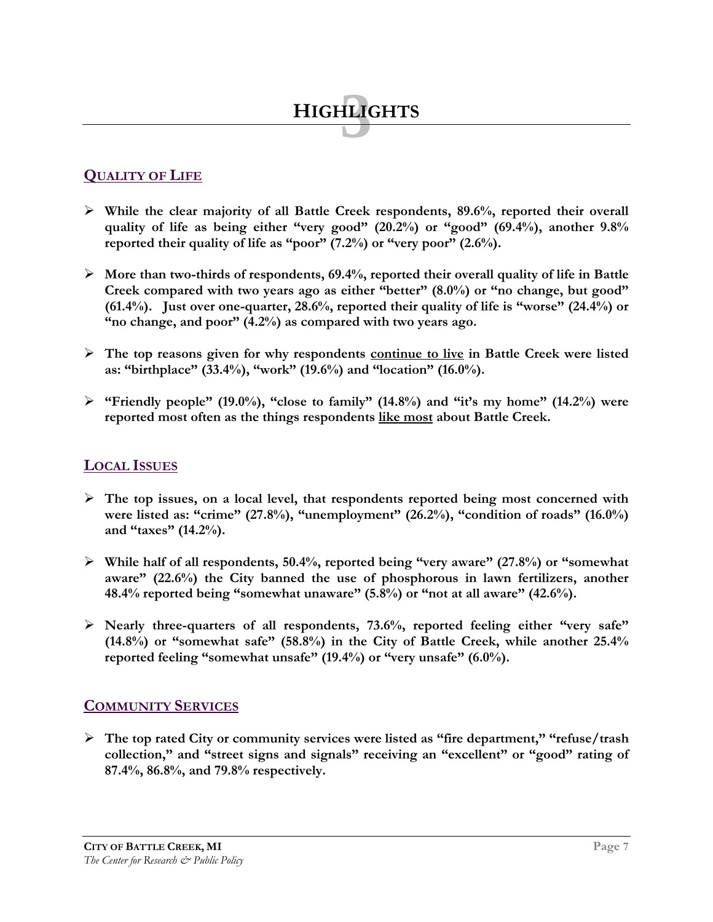# 3 HIGHLIGHTS

## QUALITY OF LIFE

- **While the clear majority of all Battle Creek respondents, 89.6%, reported their overall quality of life as being either "very good" (20.2%) or "good" (69.4%), another 9.8% reported their quality of life as "poor" (7.2%) or "very poor" (2.6%).**

- **More than two-thirds of respondents, 69.4%, reported their overall quality of life in Battle Creek compared with two years ago as either "better" (8.0%) or "no change, but good" (61.4%). Just over one-quarter, 28.6%, reported their quality of life is "worse" (24.4%) or "no change, and poor" (4.2%) as compared with two years ago.**

- **The top reasons given for why respondents continue to live in Battle Creek were listed as: "birthplace" (33.4%), "work" (19.6%) and "location" (16.0%).**

- **"Friendly people" (19.0%), "close to family" (14.8%) and "it's my home" (14.2%) were reported most often as the things respondents like most about Battle Creek.**

## LOCAL ISSUES

- **The top issues, on a local level, that respondents reported being most concerned with were listed as: "crime" (27.8%), "unemployment" (26.2%), "condition of roads" (16.0%) and "taxes" (14.2%).**

- **While half of all respondents, 50.4%, reported being "very aware" (27.8%) or "somewhat aware" (22.6%) the City banned the use of phosphorous in lawn fertilizers, another 48.4% reported being "somewhat unaware" (5.8%) or "not at all aware" (42.6%).**

- **Nearly three-quarters of all respondents, 73.6%, reported feeling either "very safe" (14.8%) or "somewhat safe" (58.8%) in the City of Battle Creek, while another 25.4% reported feeling "somewhat unsafe" (19.4%) or "very unsafe" (6.0%).**

## COMMUNITY SERVICES

- **The top rated City or community services were listed as "fire department," "refuse/trash collection," and "street signs and signals" receiving an "excellent" or "good" rating of 87.4%, 86.8%, and 79.8% respectively.**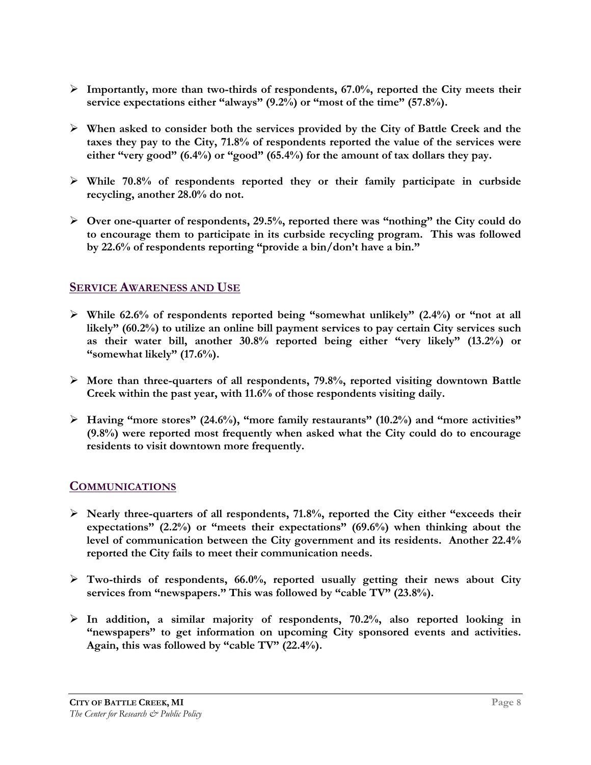- **Importantly, more than two-thirds of respondents, 67.0%, reported the City meets their service expectations either "always" (9.2%) or "most of the time" (57.8%).**

- **When asked to consider both the services provided by the City of Battle Creek and the taxes they pay to the City, 71.8% of respondents reported the value of the services were either "very good" (6.4%) or "good" (65.4%) for the amount of tax dollars they pay.**

- **While 70.8% of respondents reported they or their family participate in curbside recycling, another 28.0% do not.**

- **Over one-quarter of respondents, 29.5%, reported there was "nothing" the City could do to encourage them to participate in its curbside recycling program. This was followed by 22.6% of respondents reporting "provide a bin/don't have a bin."**

## SERVICE AWARENESS AND USE

- **While 62.6% of respondents reported being "somewhat unlikely" (2.4%) or "not at all likely" (60.2%) to utilize an online bill payment services to pay certain City services such as their water bill, another 30.8% reported being either "very likely" (13.2%) or "somewhat likely" (17.6%).**

- **More than three-quarters of all respondents, 79.8%, reported visiting downtown Battle Creek within the past year, with 11.6% of those respondents visiting daily.**

- **Having "more stores" (24.6%), "more family restaurants" (10.2%) and "more activities" (9.8%) were reported most frequently when asked what the City could do to encourage residents to visit downtown more frequently.**

## COMMUNICATIONS

- **Nearly three-quarters of all respondents, 71.8%, reported the City either "exceeds their expectations" (2.2%) or "meets their expectations" (69.6%) when thinking about the level of communication between the City government and its residents. Another 22.4% reported the City fails to meet their communication needs.**

- **Two-thirds of respondents, 66.0%, reported usually getting their news about City services from "newspapers." This was followed by "cable TV" (23.8%).**

- **In addition, a similar majority of respondents, 70.2%, also reported looking in "newspapers" to get information on upcoming City sponsored events and activities. Again, this was followed by "cable TV" (22.4%).**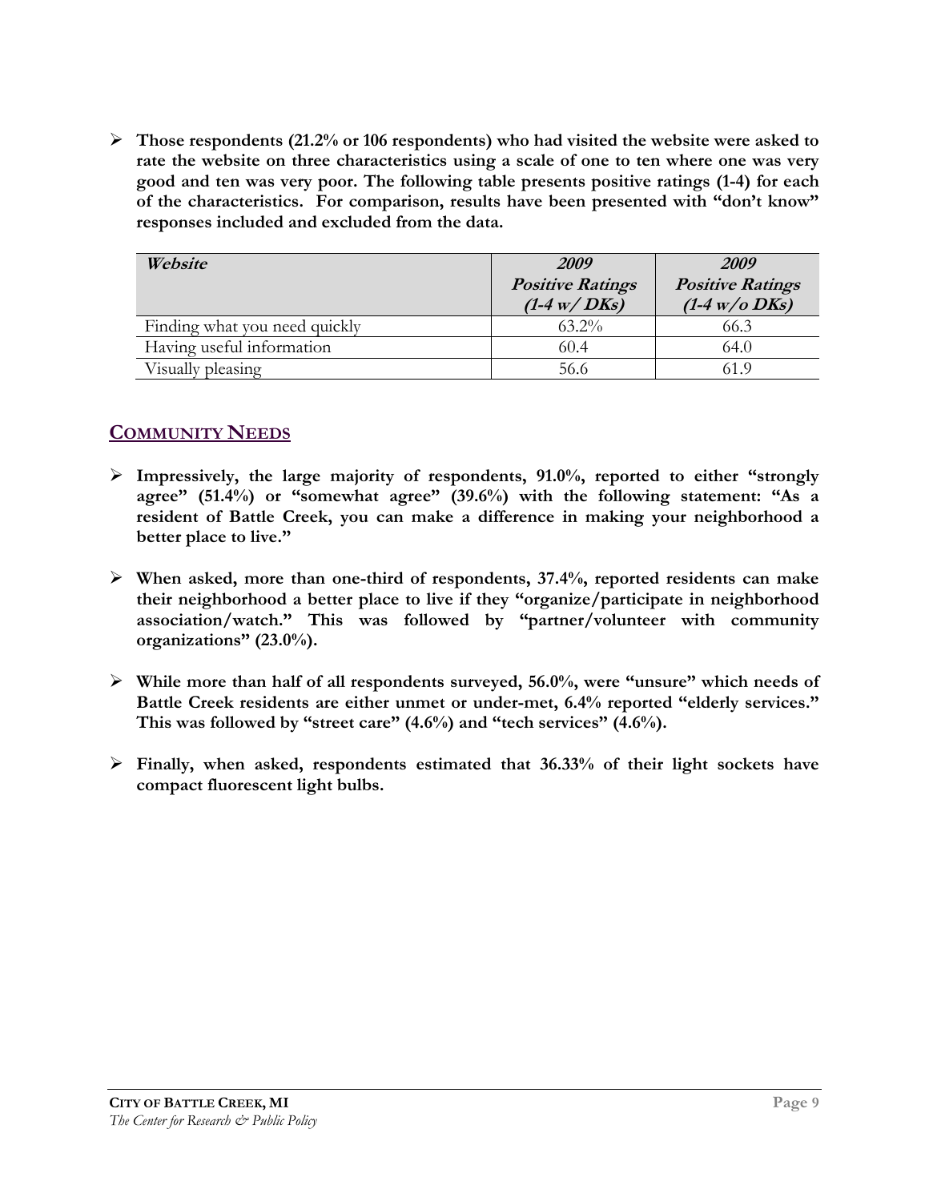- **Those respondents (21.2% or 106 respondents) who had visited the website were asked to rate the website on three characteristics using a scale of one to ten where one was very good and ten was very poor. The following table presents positive ratings (1-4) for each of the characteristics. For comparison, results have been presented with "don't know" responses included and excluded from the data.**

| *Website* | *2009 Positive Ratings (1-4 w/ DKs)* | *2009 Positive Ratings (1-4 w/o DKs)* |
|---|---|---|
| Finding what you need quickly | 63.2% | 66.3 |
| Having useful information | 60.4 | 64.0 |
| Visually pleasing | 56.6 | 61.9 |

## Community Needs

- **Impressively, the large majority of respondents, 91.0%, reported to either "strongly agree" (51.4%) or "somewhat agree" (39.6%) with the following statement: "As a resident of Battle Creek, you can make a difference in making your neighborhood a better place to live."**

- **When asked, more than one-third of respondents, 37.4%, reported residents can make their neighborhood a better place to live if they "organize/participate in neighborhood association/watch." This was followed by "partner/volunteer with community organizations" (23.0%).**

- **While more than half of all respondents surveyed, 56.0%, were "unsure" which needs of Battle Creek residents are either unmet or under-met, 6.4% reported "elderly services." This was followed by "street care" (4.6%) and "tech services" (4.6%).**

- **Finally, when asked, respondents estimated that 36.33% of their light sockets have compact fluorescent light bulbs.**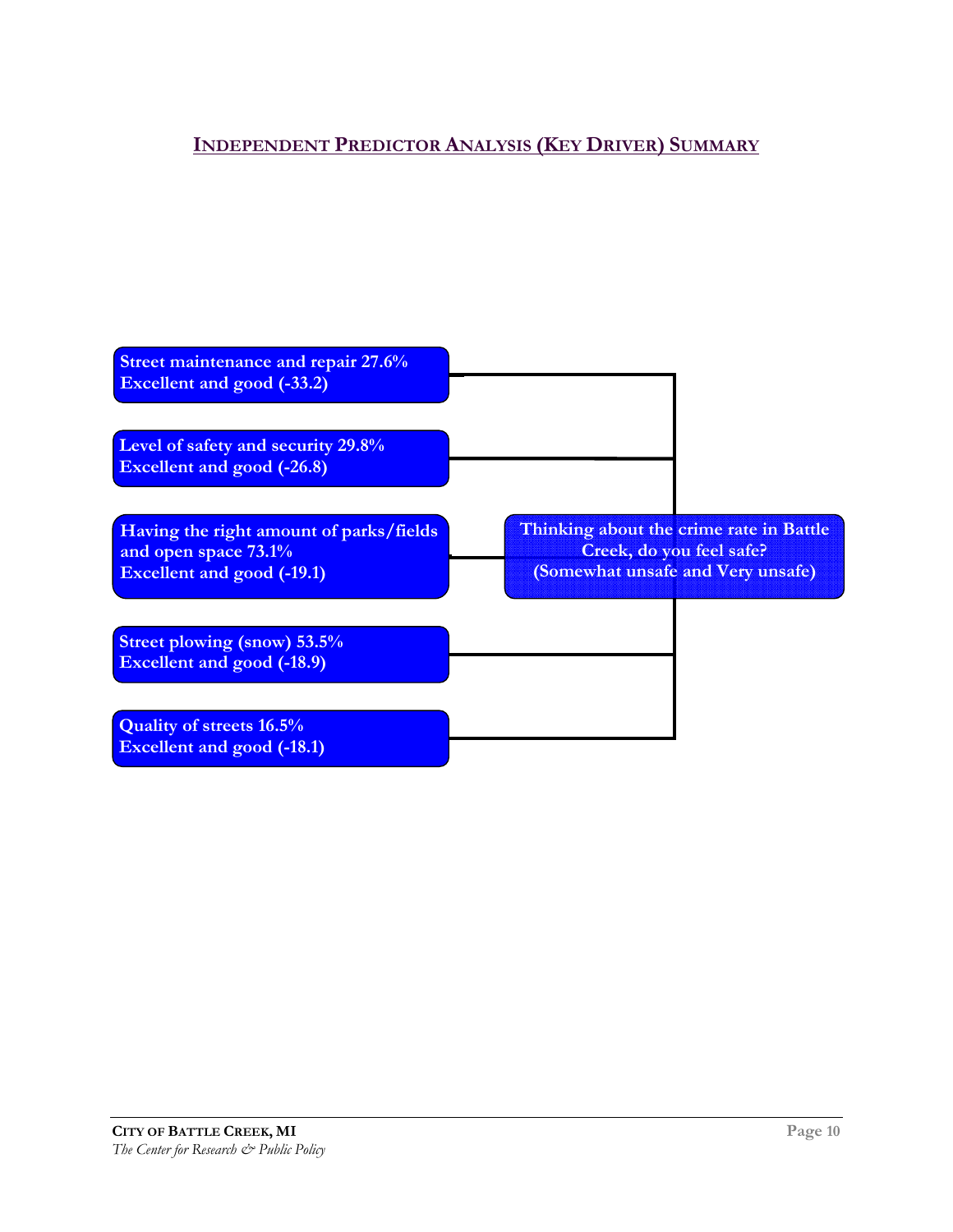## INDEPENDENT PREDICTOR ANALYSIS (KEY DRIVER) SUMMARY

Street maintenance and repair 27.6%
Excellent and good (-33.2)

Level of safety and security 29.8%
Excellent and good (-26.8)

Having the right amount of parks/fields and open space 73.1%
Excellent and good (-19.1)

Street plowing (snow) 53.5%
Excellent and good (-18.9)

Quality of streets 16.5%
Excellent and good (-18.1)

Thinking about the crime rate in Battle Creek, do you feel safe?
(Somewhat unsafe and Very unsafe)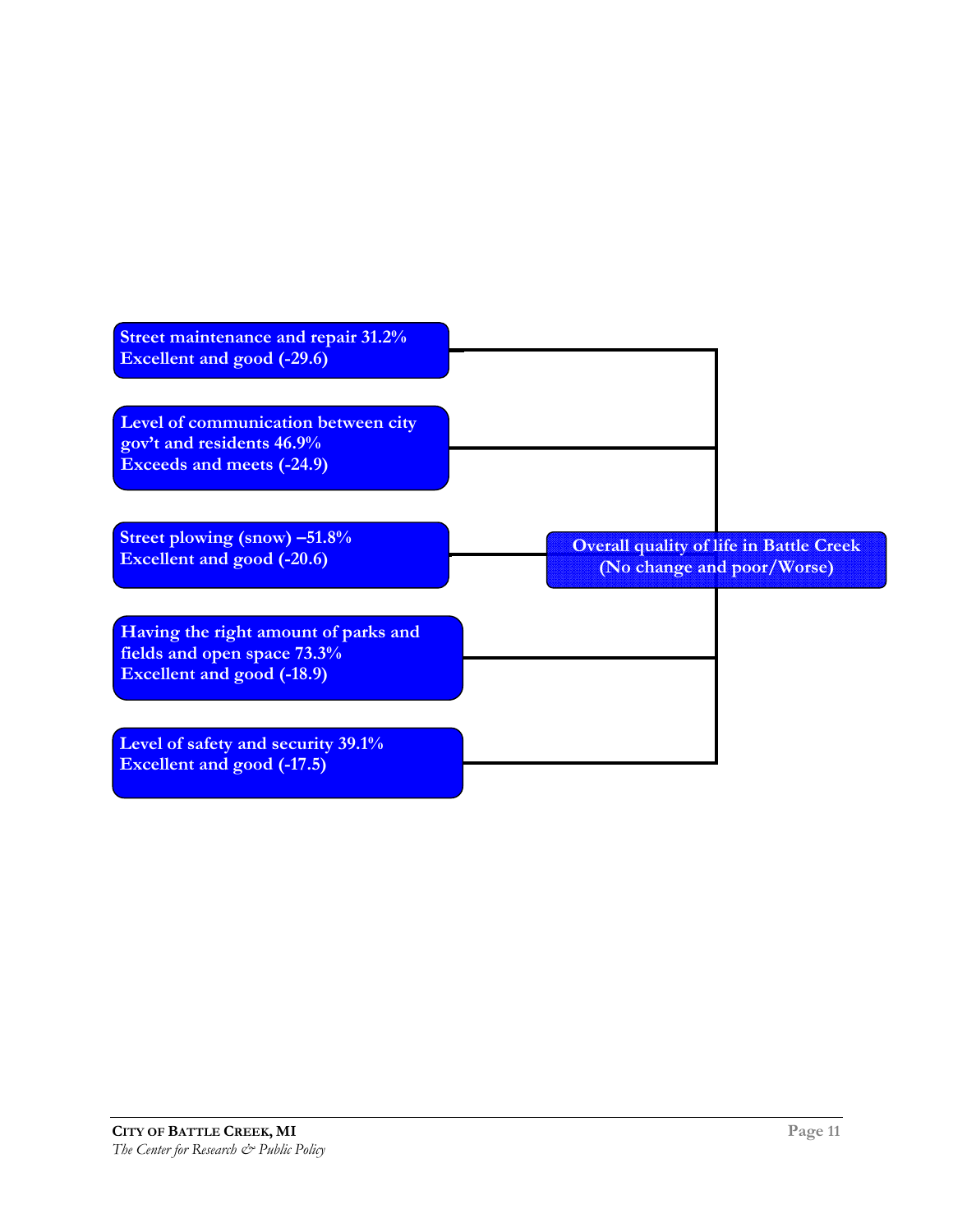Street maintenance and repair 31.2%
Excellent and good (-29.6)

Level of communication between city gov't and residents 46.9%
Exceeds and meets (-24.9)

Street plowing (snow) –51.8%
Excellent and good (-20.6)

Having the right amount of parks and fields and open space 73.3%
Excellent and good (-18.9)

Level of safety and security 39.1%
Excellent and good (-17.5)

Overall quality of life in Battle Creek
(No change and poor/Worse)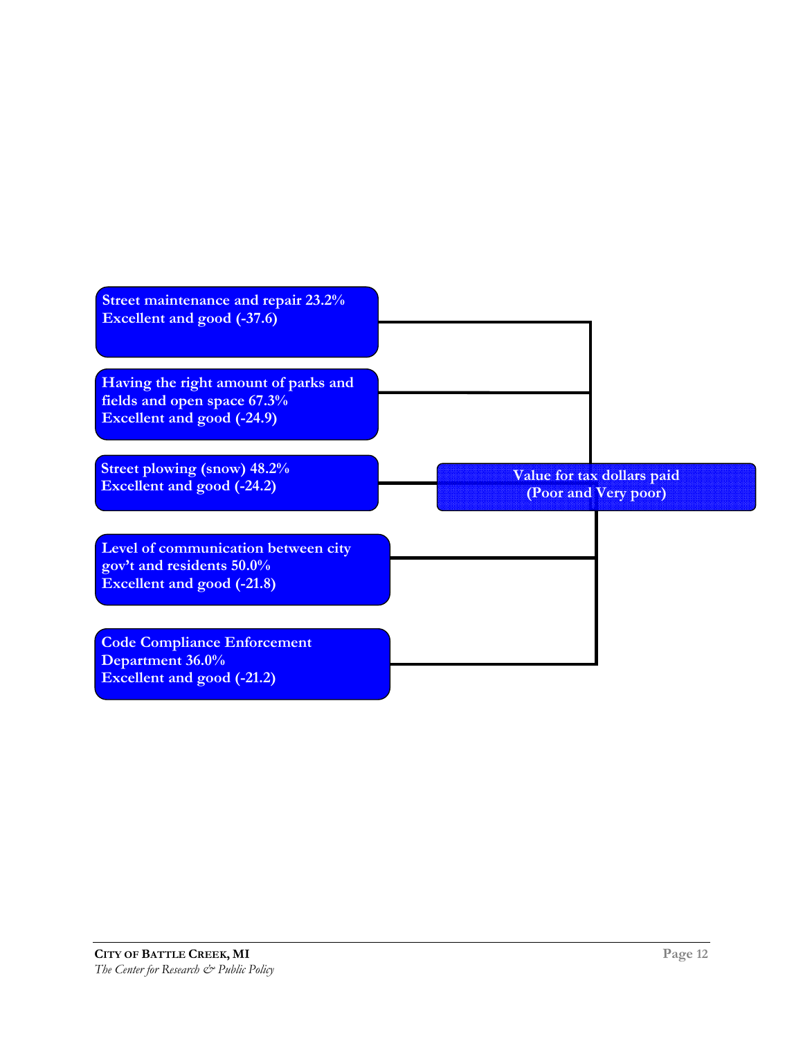Street maintenance and repair 23.2%
Excellent and good (-37.6)

Having the right amount of parks and fields and open space 67.3%
Excellent and good (-24.9)

Street plowing (snow) 48.2%
Excellent and good (-24.2)

Level of communication between city gov't and residents 50.0%
Excellent and good (-21.8)

Code Compliance Enforcement Department 36.0%
Excellent and good (-21.2)

Value for tax dollars paid
(Poor and Very poor)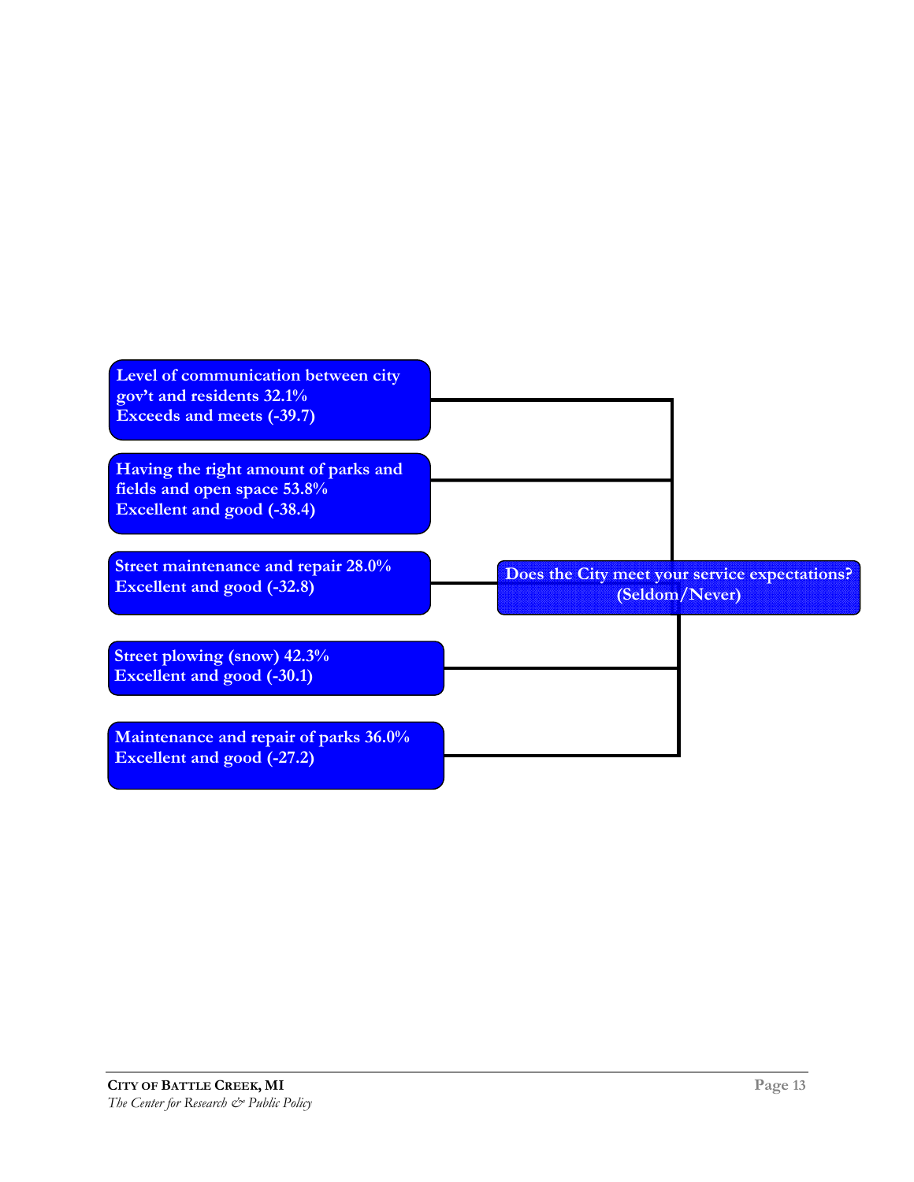Level of communication between city gov't and residents 32.1%
Exceeds and meets (-39.7)

Having the right amount of parks and fields and open space 53.8%
Excellent and good (-38.4)

Street maintenance and repair 28.0%
Excellent and good (-32.8)

Street plowing (snow) 42.3%
Excellent and good (-30.1)

Maintenance and repair of parks 36.0%
Excellent and good (-27.2)

Does the City meet your service expectations? (Seldom/Never)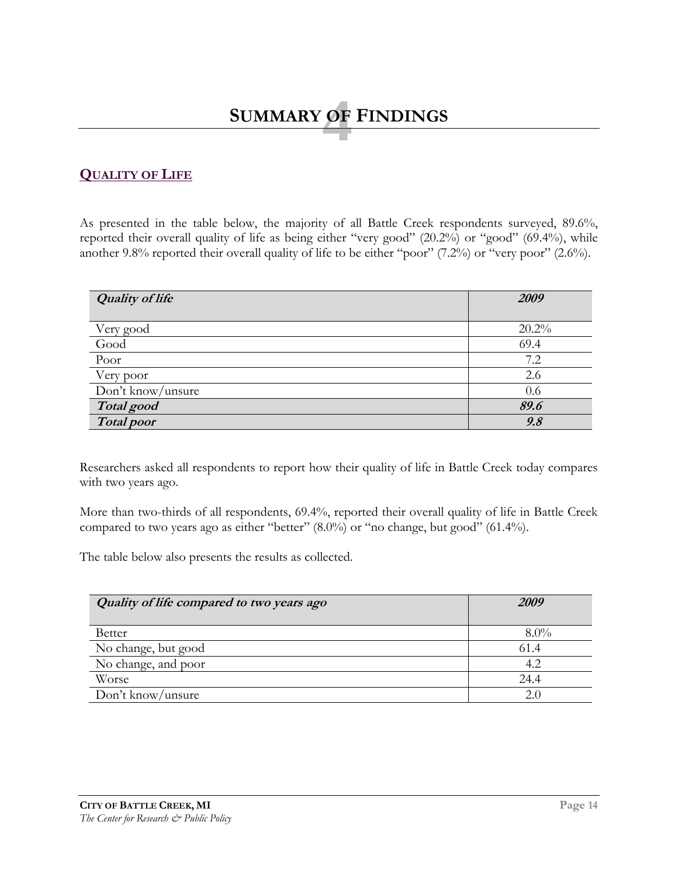# 4 SUMMARY OF FINDINGS

## QUALITY OF LIFE

As presented in the table below, the majority of all Battle Creek respondents surveyed, 89.6%, reported their overall quality of life as being either "very good" (20.2%) or "good" (69.4%), while another 9.8% reported their overall quality of life to be either "poor" (7.2%) or "very poor" (2.6%).

| ***Quality of life*** | ***2009*** |
|---|---|
| Very good | 20.2% |
| Good | 69.4 |
| Poor | 7.2 |
| Very poor | 2.6 |
| Don't know/unsure | 0.6 |
| ***Total good*** | ***89.6*** |
| ***Total poor*** | ***9.8*** |

Researchers asked all respondents to report how their quality of life in Battle Creek today compares with two years ago.

More than two-thirds of all respondents, 69.4%, reported their overall quality of life in Battle Creek compared to two years ago as either "better" (8.0%) or "no change, but good" (61.4%).

The table below also presents the results as collected.

| ***Quality of life compared to two years ago*** | ***2009*** |
|---|---|
| Better | 8.0% |
| No change, but good | 61.4 |
| No change, and poor | 4.2 |
| Worse | 24.4 |
| Don't know/unsure | 2.0 |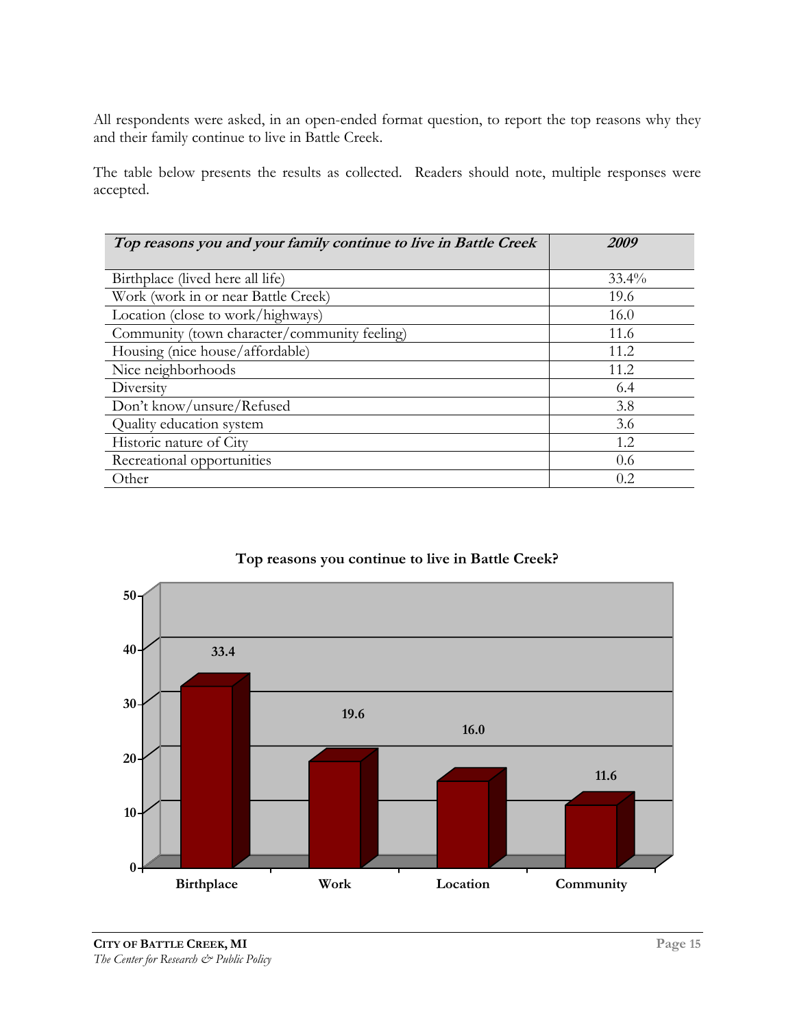All respondents were asked, in an open-ended format question, to report the top reasons why they and their family continue to live in Battle Creek.

The table below presents the results as collected. Readers should note, multiple responses were accepted.

| ***Top reasons you and your family continue to live in Battle Creek*** | ***2009*** |
|---|---|
| Birthplace (lived here all life) | 33.4% |
| Work (work in or near Battle Creek) | 19.6 |
| Location (close to work/highways) | 16.0 |
| Community (town character/community feeling) | 11.6 |
| Housing (nice house/affordable) | 11.2 |
| Nice neighborhoods | 11.2 |
| Diversity | 6.4 |
| Don't know/unsure/Refused | 3.8 |
| Quality education system | 3.6 |
| Historic nature of City | 1.2 |
| Recreational opportunities | 0.6 |
| Other | 0.2 |

**Top reasons you continue to live in Battle Creek?**

| Reason | % |
|---|---|
| Birthplace | 33.4 |
| Work | 19.6 |
| Location | 16.0 |
| Community | 11.6 |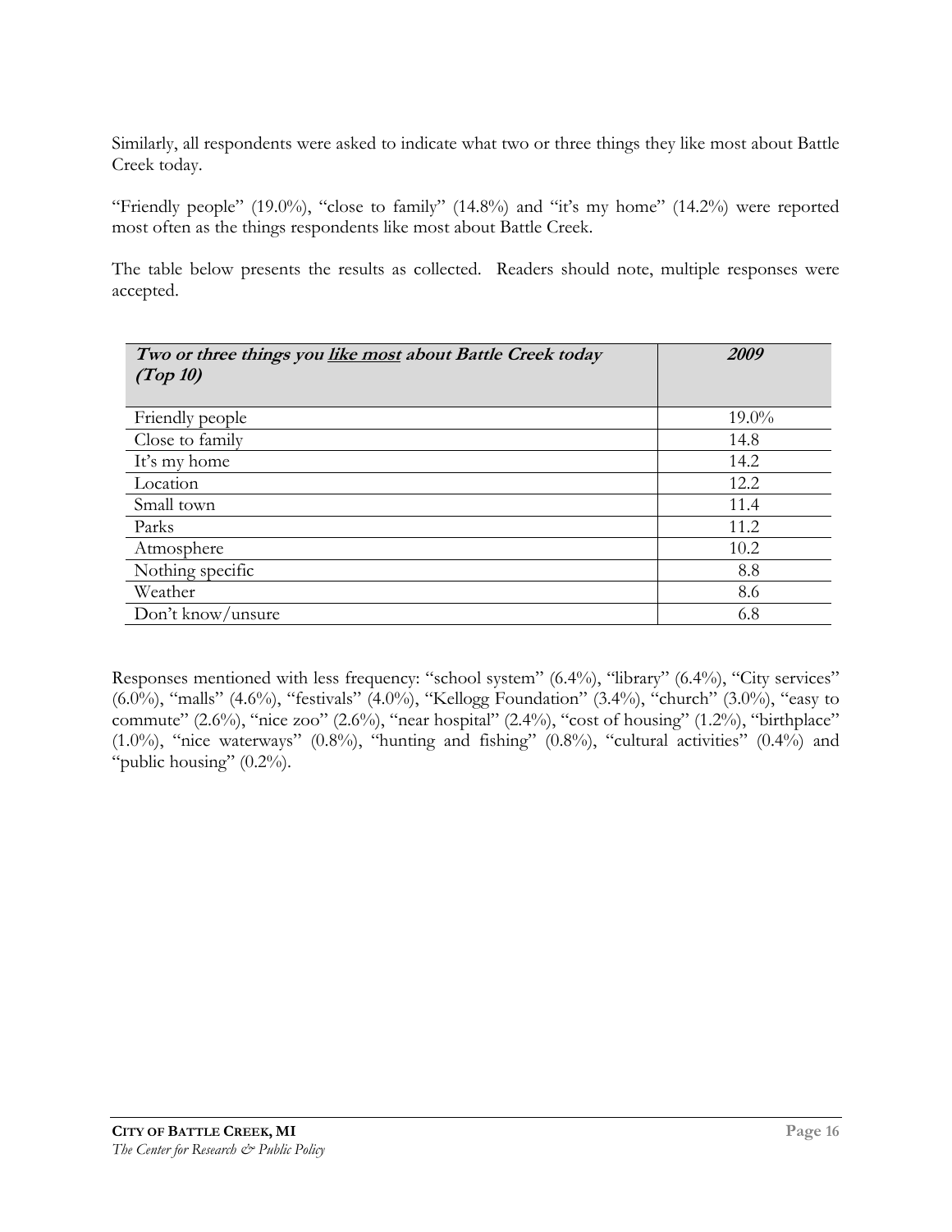Similarly, all respondents were asked to indicate what two or three things they like most about Battle Creek today.

"Friendly people" (19.0%), "close to family" (14.8%) and "it's my home" (14.2%) were reported most often as the things respondents like most about Battle Creek.

The table below presents the results as collected. Readers should note, multiple responses were accepted.

| ***Two or three things you <u>like most</u> about Battle Creek today (Top 10)*** | ***2009*** |
|---|---|
| Friendly people | 19.0% |
| Close to family | 14.8 |
| It's my home | 14.2 |
| Location | 12.2 |
| Small town | 11.4 |
| Parks | 11.2 |
| Atmosphere | 10.2 |
| Nothing specific | 8.8 |
| Weather | 8.6 |
| Don't know/unsure | 6.8 |

Responses mentioned with less frequency: "school system" (6.4%), "library" (6.4%), "City services" (6.0%), "malls" (4.6%), "festivals" (4.0%), "Kellogg Foundation" (3.4%), "church" (3.0%), "easy to commute" (2.6%), "nice zoo" (2.6%), "near hospital" (2.4%), "cost of housing" (1.2%), "birthplace" (1.0%), "nice waterways" (0.8%), "hunting and fishing" (0.8%), "cultural activities" (0.4%) and "public housing" (0.2%).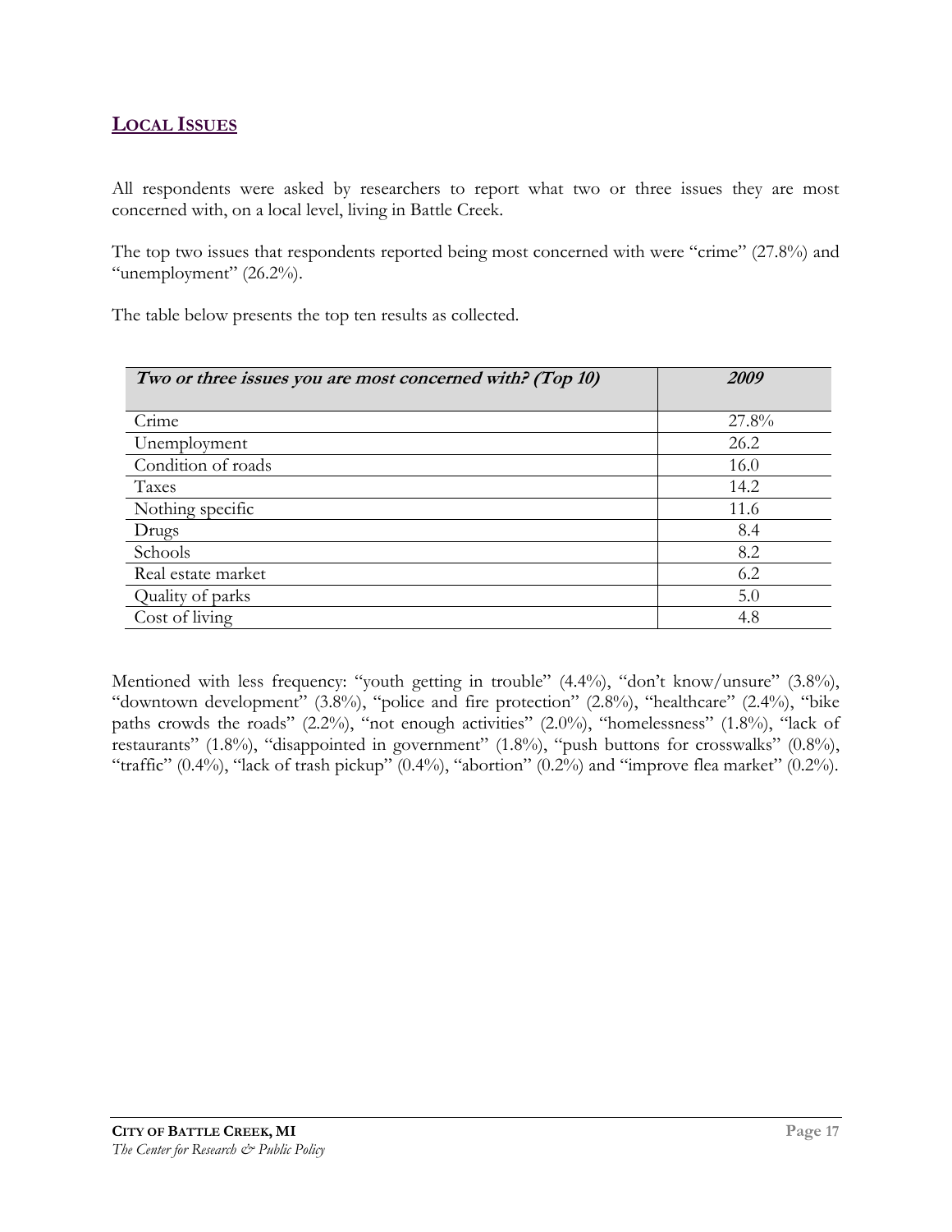## LOCAL ISSUES

All respondents were asked by researchers to report what two or three issues they are most concerned with, on a local level, living in Battle Creek.

The top two issues that respondents reported being most concerned with were "crime" (27.8%) and "unemployment" (26.2%).

The table below presents the top ten results as collected.

| *Two or three issues you are most concerned with? (Top 10)* | *2009* |
|---|---|
| Crime | 27.8% |
| Unemployment | 26.2 |
| Condition of roads | 16.0 |
| Taxes | 14.2 |
| Nothing specific | 11.6 |
| Drugs | 8.4 |
| Schools | 8.2 |
| Real estate market | 6.2 |
| Quality of parks | 5.0 |
| Cost of living | 4.8 |

Mentioned with less frequency: "youth getting in trouble" (4.4%), "don't know/unsure" (3.8%), "downtown development" (3.8%), "police and fire protection" (2.8%), "healthcare" (2.4%), "bike paths crowds the roads" (2.2%), "not enough activities" (2.0%), "homelessness" (1.8%), "lack of restaurants" (1.8%), "disappointed in government" (1.8%), "push buttons for crosswalks" (0.8%), "traffic" (0.4%), "lack of trash pickup" (0.4%), "abortion" (0.2%) and "improve flea market" (0.2%).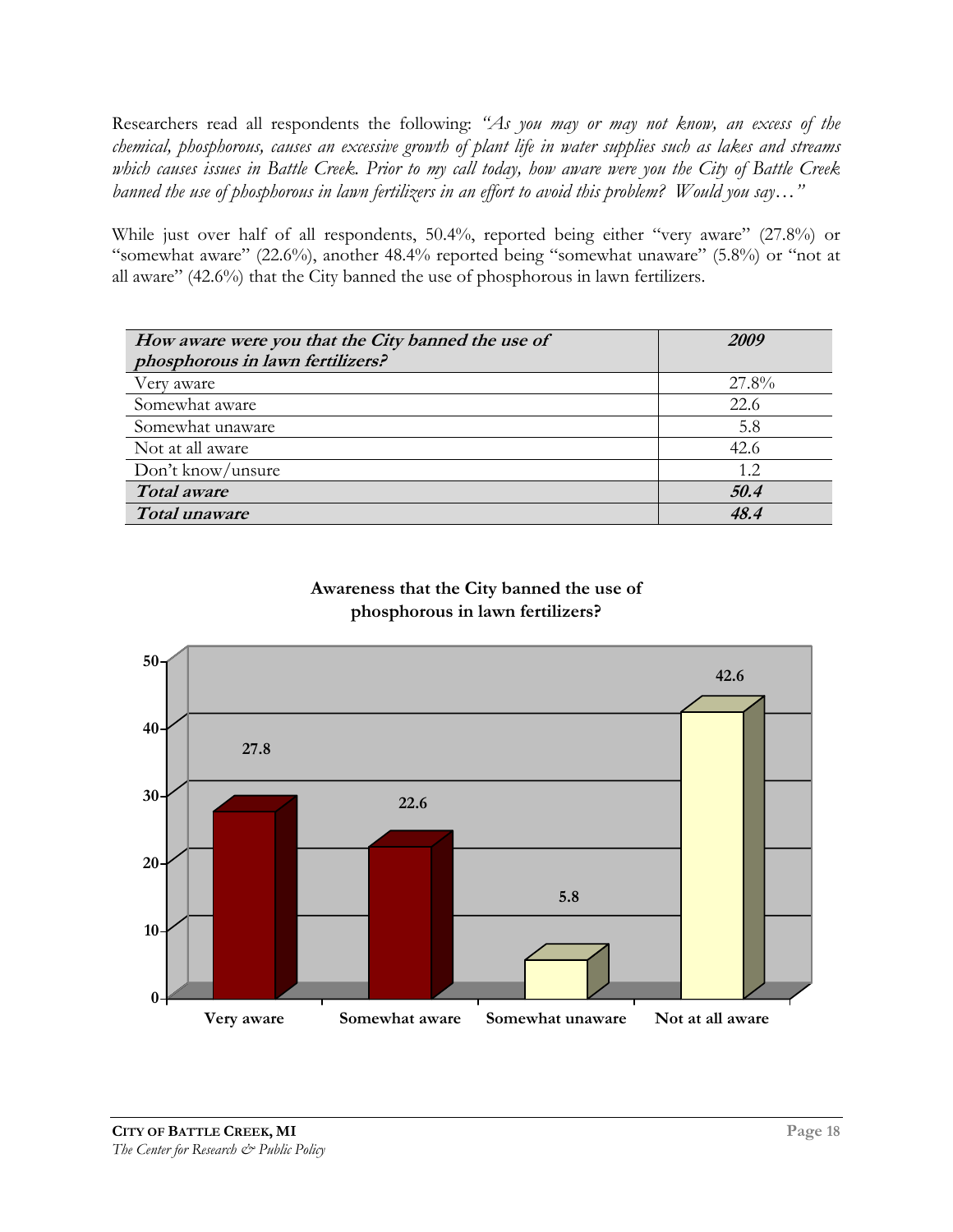Researchers read all respondents the following: *"As you may or may not know, an excess of the chemical, phosphorous, causes an excessive growth of plant life in water supplies such as lakes and streams which causes issues in Battle Creek. Prior to my call today, how aware were you the City of Battle Creek banned the use of phosphorous in lawn fertilizers in an effort to avoid this problem? Would you say…"*

While just over half of all respondents, 50.4%, reported being either "very aware" (27.8%) or "somewhat aware" (22.6%), another 48.4% reported being "somewhat unaware" (5.8%) or "not at all aware" (42.6%) that the City banned the use of phosphorous in lawn fertilizers.

| ***How aware were you that the City banned the use of phosphorous in lawn fertilizers?*** | ***2009*** |
|---|---|
| Very aware | 27.8% |
| Somewhat aware | 22.6 |
| Somewhat unaware | 5.8 |
| Not at all aware | 42.6 |
| Don't know/unsure | 1.2 |
| ***Total aware*** | ***50.4*** |
| ***Total unaware*** | ***48.4*** |

**Awareness that the City banned the use of phosphorous in lawn fertilizers?**

| | Very aware | Somewhat aware | Somewhat unaware | Not at all aware |
|---|---|---|---|---|
| % | 27.8 | 22.6 | 5.8 | 42.6 |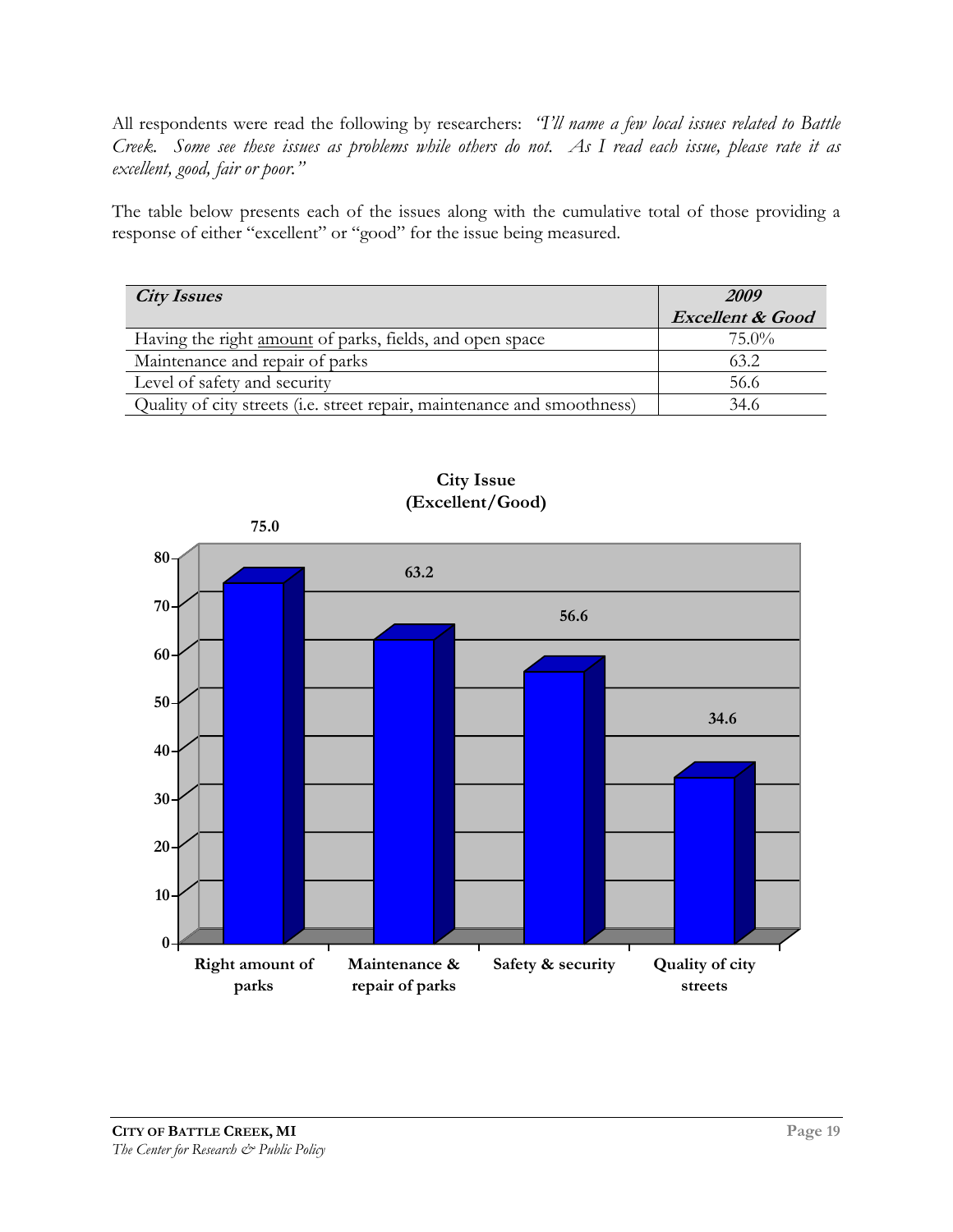All respondents were read the following by researchers: *"I'll name a few local issues related to Battle Creek. Some see these issues as problems while others do not. As I read each issue, please rate it as excellent, good, fair or poor."*

The table below presents each of the issues along with the cumulative total of those providing a response of either "excellent" or "good" for the issue being measured.

| *City Issues* | *2009 Excellent & Good* |
|---|---|
| Having the right amount of parks, fields, and open space | 75.0% |
| Maintenance and repair of parks | 63.2 |
| Level of safety and security | 56.6 |
| Quality of city streets (i.e. street repair, maintenance and smoothness) | 34.6 |

**City Issue (Excellent/Good)**

| Issue | Excellent/Good |
|---|---|
| Right amount of parks | 75.0 |
| Maintenance & repair of parks | 63.2 |
| Safety & security | 56.6 |
| Quality of city streets | 34.6 |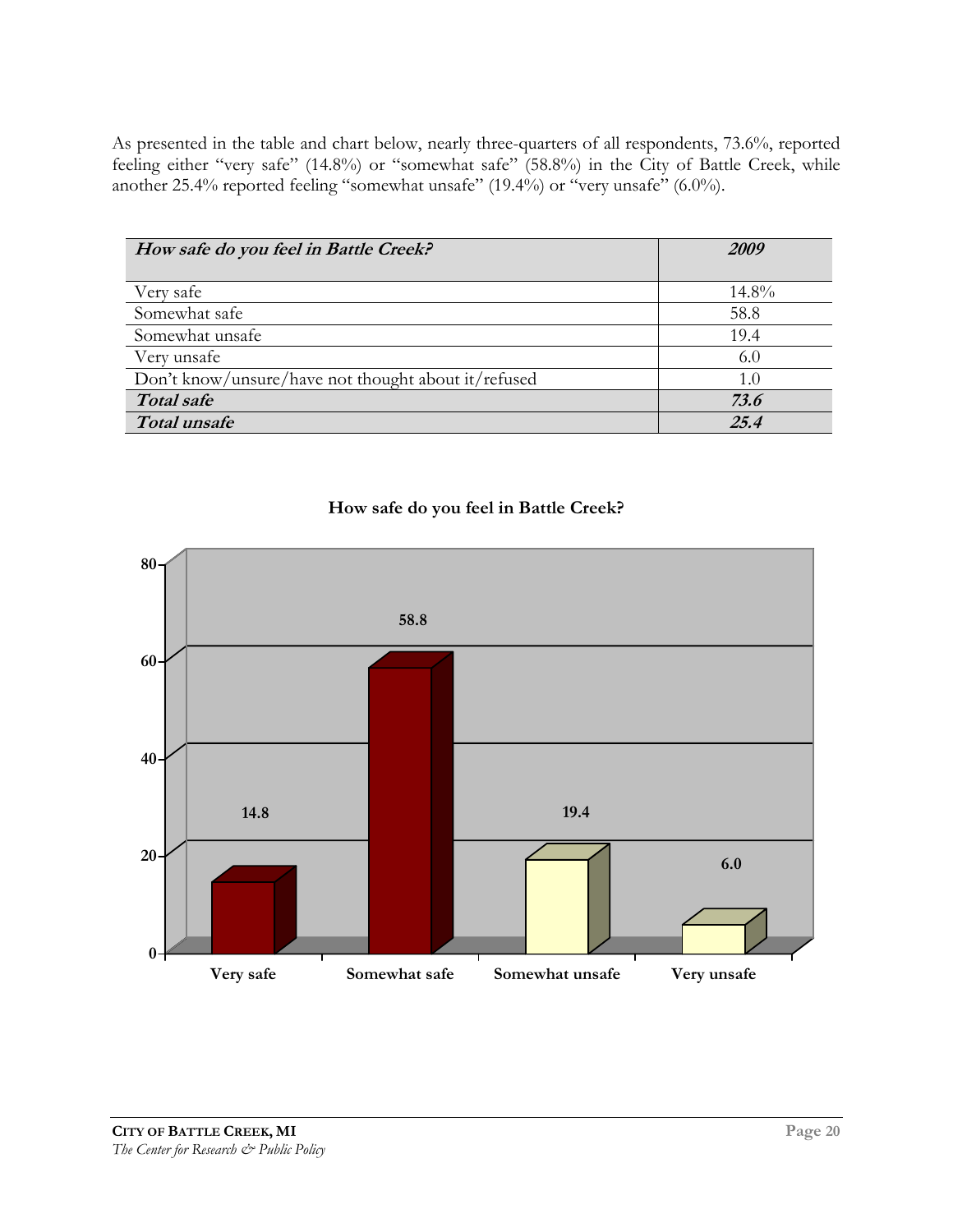As presented in the table and chart below, nearly three-quarters of all respondents, 73.6%, reported feeling either "very safe" (14.8%) or "somewhat safe" (58.8%) in the City of Battle Creek, while another 25.4% reported feeling "somewhat unsafe" (19.4%) or "very unsafe" (6.0%).

| ***How safe do you feel in Battle Creek?*** | ***2009*** |
|---|---|
| Very safe | 14.8% |
| Somewhat safe | 58.8 |
| Somewhat unsafe | 19.4 |
| Very unsafe | 6.0 |
| Don't know/unsure/have not thought about it/refused | 1.0 |
| ***Total safe*** | ***73.6*** |
| ***Total unsafe*** | ***25.4*** |

**How safe do you feel in Battle Creek?**

| Response | Percent |
|---|---|
| Very safe | 14.8 |
| Somewhat safe | 58.8 |
| Somewhat unsafe | 19.4 |
| Very unsafe | 6.0 |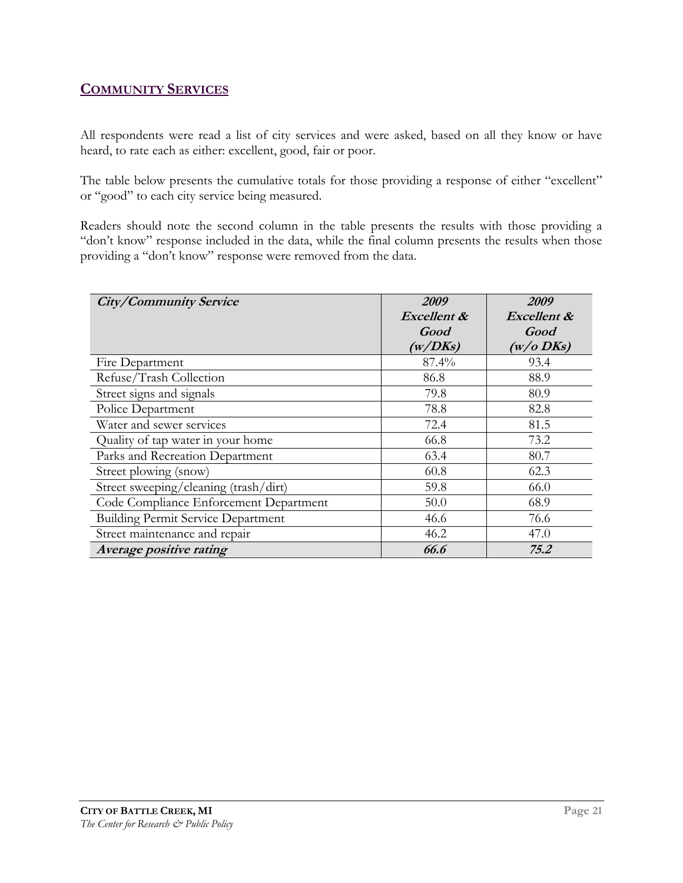## COMMUNITY SERVICES

All respondents were read a list of city services and were asked, based on all they know or have heard, to rate each as either: excellent, good, fair or poor.

The table below presents the cumulative totals for those providing a response of either "excellent" or "good" to each city service being measured.

Readers should note the second column in the table presents the results with those providing a "don't know" response included in the data, while the final column presents the results when those providing a "don't know" response were removed from the data.

| *City/Community Service* | *2009 Excellent & Good (w/DKs)* | *2009 Excellent & Good (w/o DKs)* |
|---|---|---|
| Fire Department | 87.4% | 93.4 |
| Refuse/Trash Collection | 86.8 | 88.9 |
| Street signs and signals | 79.8 | 80.9 |
| Police Department | 78.8 | 82.8 |
| Water and sewer services | 72.4 | 81.5 |
| Quality of tap water in your home | 66.8 | 73.2 |
| Parks and Recreation Department | 63.4 | 80.7 |
| Street plowing (snow) | 60.8 | 62.3 |
| Street sweeping/cleaning (trash/dirt) | 59.8 | 66.0 |
| Code Compliance Enforcement Department | 50.0 | 68.9 |
| Building Permit Service Department | 46.6 | 76.6 |
| Street maintenance and repair | 46.2 | 47.0 |
| ***Average positive rating*** | ***66.6*** | ***75.2*** |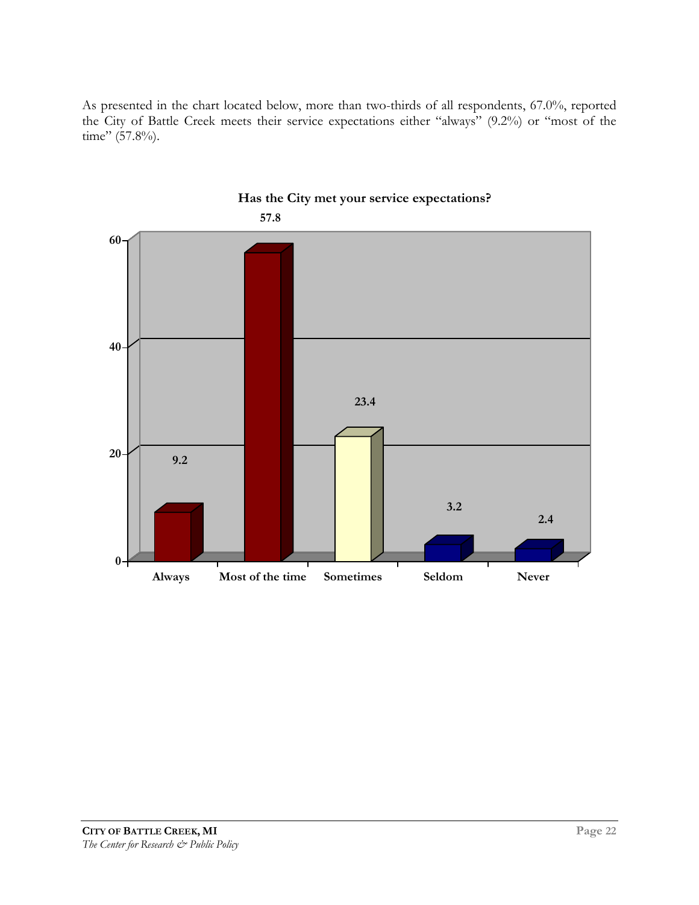As presented in the chart located below, more than two-thirds of all respondents, 67.0%, reported the City of Battle Creek meets their service expectations either "always" (9.2%) or "most of the time" (57.8%).

**Has the City met your service expectations?**

| Response | Percent |
|---|---|
| Always | 9.2 |
| Most of the time | 57.8 |
| Sometimes | 23.4 |
| Seldom | 3.2 |
| Never | 2.4 |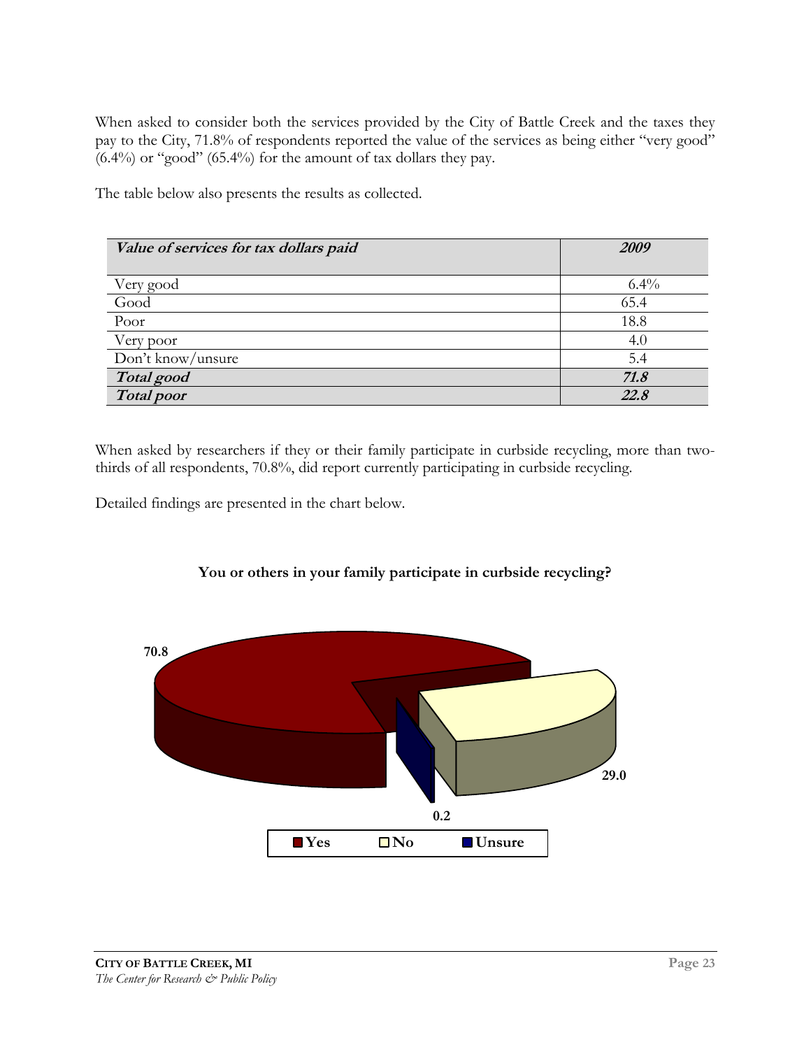When asked to consider both the services provided by the City of Battle Creek and the taxes they pay to the City, 71.8% of respondents reported the value of the services as being either "very good" (6.4%) or "good" (65.4%) for the amount of tax dollars they pay.

The table below also presents the results as collected.

| ***Value of services for tax dollars paid*** | ***2009*** |
|---|---|
| Very good | 6.4% |
| Good | 65.4 |
| Poor | 18.8 |
| Very poor | 4.0 |
| Don't know/unsure | 5.4 |
| ***Total good*** | ***71.8*** |
| ***Total poor*** | ***22.8*** |

When asked by researchers if they or their family participate in curbside recycling, more than two-thirds of all respondents, 70.8%, did report currently participating in curbside recycling.

Detailed findings are presented in the chart below.

**You or others in your family participate in curbside recycling?**

| Response | % |
|---|---|
| Yes | 70.8 |
| No | 29.0 |
| Unsure | 0.2 |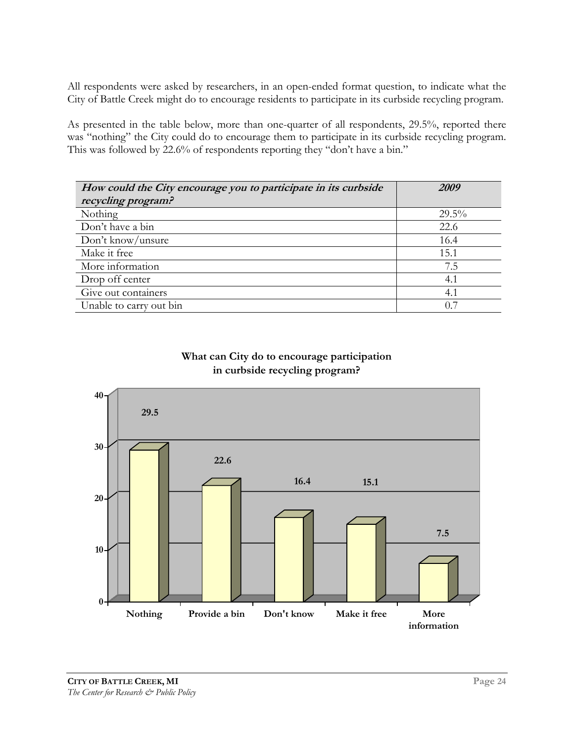All respondents were asked by researchers, in an open-ended format question, to indicate what the City of Battle Creek might do to encourage residents to participate in its curbside recycling program.

As presented in the table below, more than one-quarter of all respondents, 29.5%, reported there was "nothing" the City could do to encourage them to participate in its curbside recycling program. This was followed by 22.6% of respondents reporting they "don't have a bin."

| ***How could the City encourage you to participate in its curbside recycling program?*** | ***2009*** |
|---|---|
| Nothing | 29.5% |
| Don't have a bin | 22.6 |
| Don't know/unsure | 16.4 |
| Make it free | 15.1 |
| More information | 7.5 |
| Drop off center | 4.1 |
| Give out containers | 4.1 |
| Unable to carry out bin | 0.7 |

**What can City do to encourage participation in curbside recycling program?**

| Response | Percent |
|---|---|
| Nothing | 29.5 |
| Provide a bin | 22.6 |
| Don't know | 16.4 |
| Make it free | 15.1 |
| More information | 7.5 |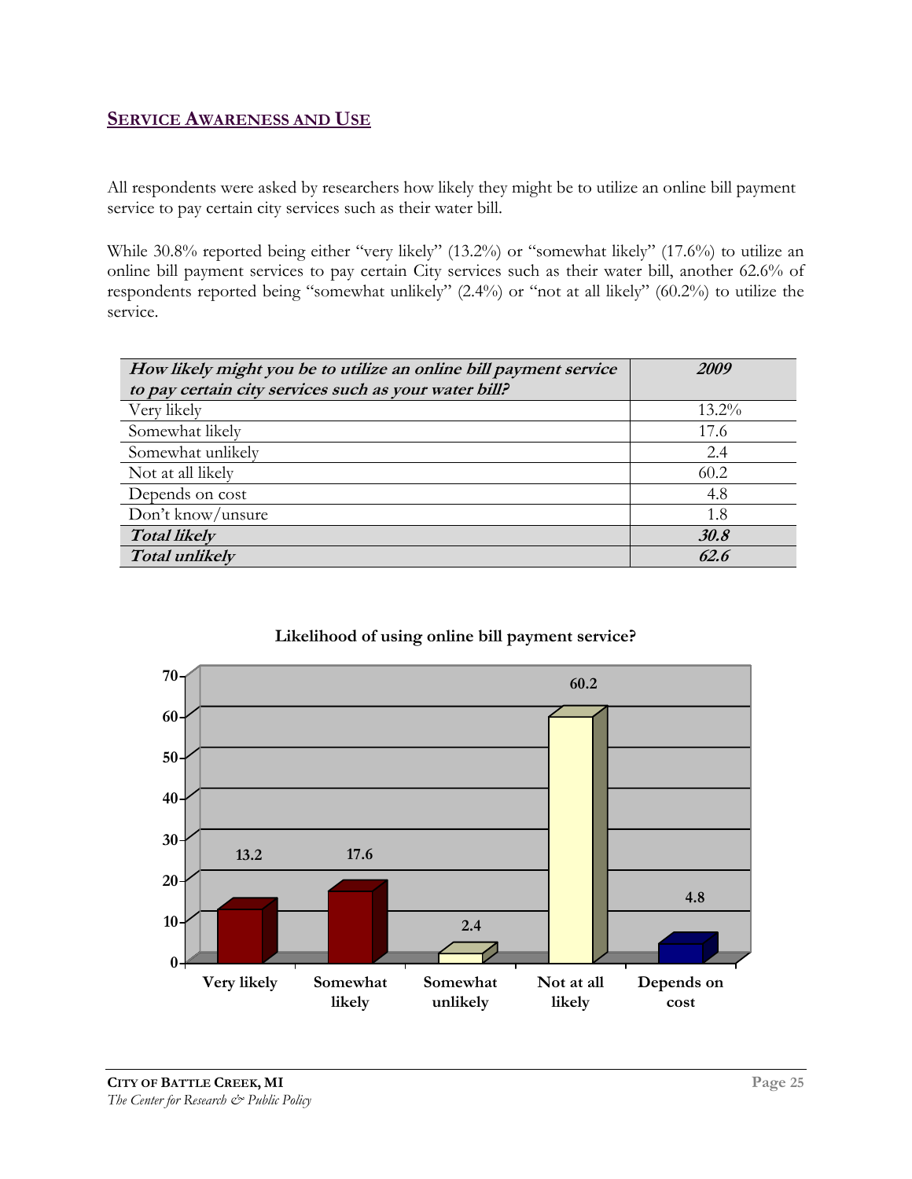## SERVICE AWARENESS AND USE

All respondents were asked by researchers how likely they might be to utilize an online bill payment service to pay certain city services such as their water bill.

While 30.8% reported being either "very likely" (13.2%) or "somewhat likely" (17.6%) to utilize an online bill payment services to pay certain City services such as their water bill, another 62.6% of respondents reported being "somewhat unlikely" (2.4%) or "not at all likely" (60.2%) to utilize the service.

| ***How likely might you be to utilize an online bill payment service to pay certain city services such as your water bill?*** | ***2009*** |
|---|---|
| Very likely | 13.2% |
| Somewhat likely | 17.6 |
| Somewhat unlikely | 2.4 |
| Not at all likely | 60.2 |
| Depends on cost | 4.8 |
| Don't know/unsure | 1.8 |
| ***Total likely*** | ***30.8*** |
| ***Total unlikely*** | ***62.6*** |

**Likelihood of using online bill payment service?**

| Response | Percent |
|---|---|
| Very likely | 13.2 |
| Somewhat likely | 17.6 |
| Somewhat unlikely | 2.4 |
| Not at all likely | 60.2 |
| Depends on cost | 4.8 |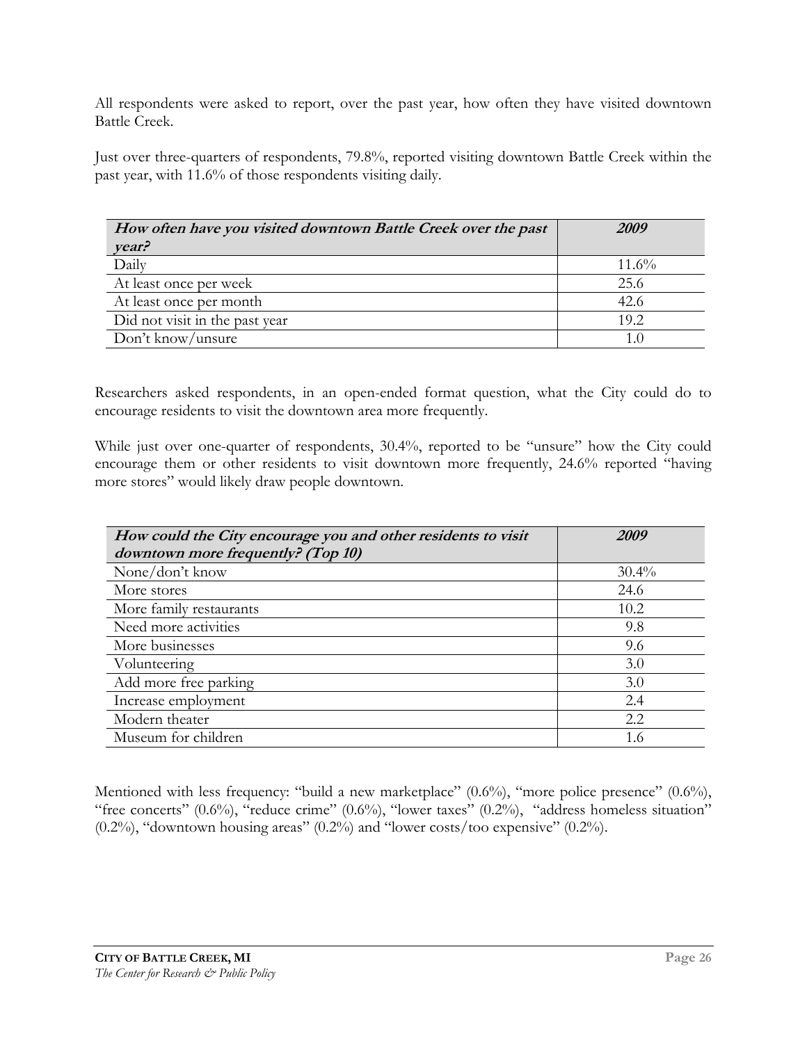All respondents were asked to report, over the past year, how often they have visited downtown Battle Creek.

Just over three-quarters of respondents, 79.8%, reported visiting downtown Battle Creek within the past year, with 11.6% of those respondents visiting daily.

| ***How often have you visited downtown Battle Creek over the past year?*** | ***2009*** |
|---|---|
| Daily | 11.6% |
| At least once per week | 25.6 |
| At least once per month | 42.6 |
| Did not visit in the past year | 19.2 |
| Don't know/unsure | 1.0 |

Researchers asked respondents, in an open-ended format question, what the City could do to encourage residents to visit the downtown area more frequently.

While just over one-quarter of respondents, 30.4%, reported to be "unsure" how the City could encourage them or other residents to visit downtown more frequently, 24.6% reported "having more stores" would likely draw people downtown.

| ***How could the City encourage you and other residents to visit downtown more frequently? (Top 10)*** | ***2009*** |
|---|---|
| None/don't know | 30.4% |
| More stores | 24.6 |
| More family restaurants | 10.2 |
| Need more activities | 9.8 |
| More businesses | 9.6 |
| Volunteering | 3.0 |
| Add more free parking | 3.0 |
| Increase employment | 2.4 |
| Modern theater | 2.2 |
| Museum for children | 1.6 |

Mentioned with less frequency: "build a new marketplace" (0.6%), "more police presence" (0.6%), "free concerts" (0.6%), "reduce crime" (0.6%), "lower taxes" (0.2%), "address homeless situation" (0.2%), "downtown housing areas" (0.2%) and "lower costs/too expensive" (0.2%).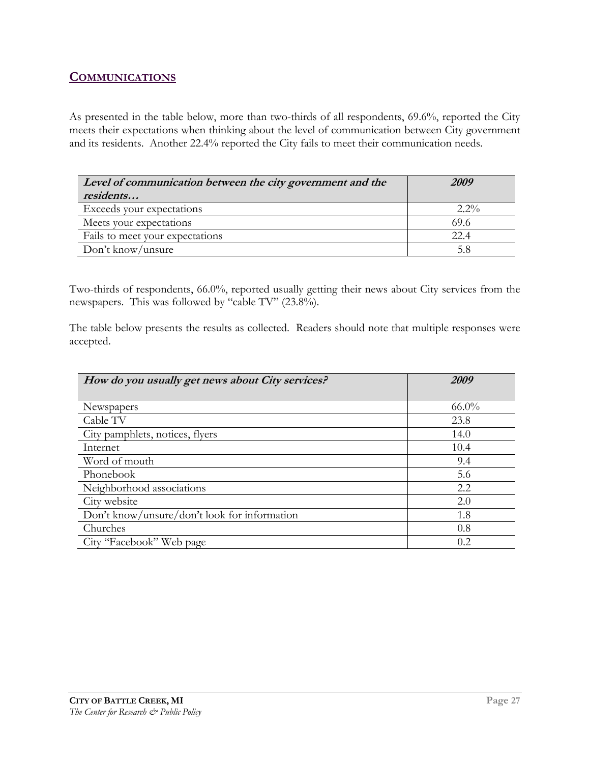## COMMUNICATIONS

As presented in the table below, more than two-thirds of all respondents, 69.6%, reported the City meets their expectations when thinking about the level of communication between City government and its residents. Another 22.4% reported the City fails to meet their communication needs.

| ***Level of communication between the city government and the residents…*** | ***2009*** |
|---|---|
| Exceeds your expectations | 2.2% |
| Meets your expectations | 69.6 |
| Fails to meet your expectations | 22.4 |
| Don't know/unsure | 5.8 |

Two-thirds of respondents, 66.0%, reported usually getting their news about City services from the newspapers. This was followed by "cable TV" (23.8%).

The table below presents the results as collected. Readers should note that multiple responses were accepted.

| ***How do you usually get news about City services?*** | ***2009*** |
|---|---|
| Newspapers | 66.0% |
| Cable TV | 23.8 |
| City pamphlets, notices, flyers | 14.0 |
| Internet | 10.4 |
| Word of mouth | 9.4 |
| Phonebook | 5.6 |
| Neighborhood associations | 2.2 |
| City website | 2.0 |
| Don't know/unsure/don't look for information | 1.8 |
| Churches | 0.8 |
| City "Facebook" Web page | 0.2 |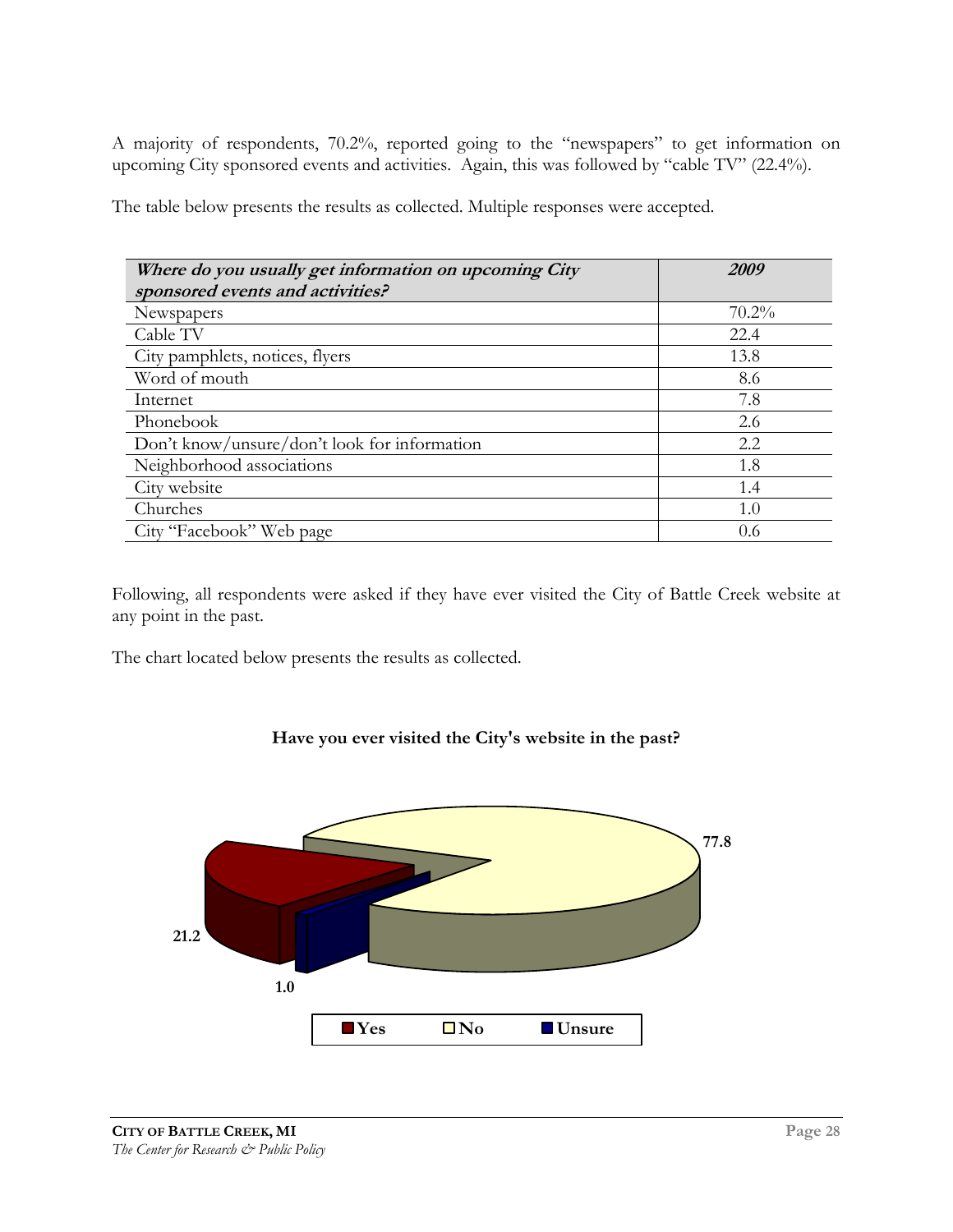A majority of respondents, 70.2%, reported going to the "newspapers" to get information on upcoming City sponsored events and activities. Again, this was followed by "cable TV" (22.4%).

The table below presents the results as collected. Multiple responses were accepted.

| ***Where do you usually get information on upcoming City sponsored events and activities?*** | ***2009*** |
|---|---|
| Newspapers | 70.2% |
| Cable TV | 22.4 |
| City pamphlets, notices, flyers | 13.8 |
| Word of mouth | 8.6 |
| Internet | 7.8 |
| Phonebook | 2.6 |
| Don't know/unsure/don't look for information | 2.2 |
| Neighborhood associations | 1.8 |
| City website | 1.4 |
| Churches | 1.0 |
| City "Facebook" Web page | 0.6 |

Following, all respondents were asked if they have ever visited the City of Battle Creek website at any point in the past.

The chart located below presents the results as collected.

**Have you ever visited the City's website in the past?**

| Response | Percent |
|---|---|
| Yes | 21.2 |
| No | 77.8 |
| Unsure | 1.0 |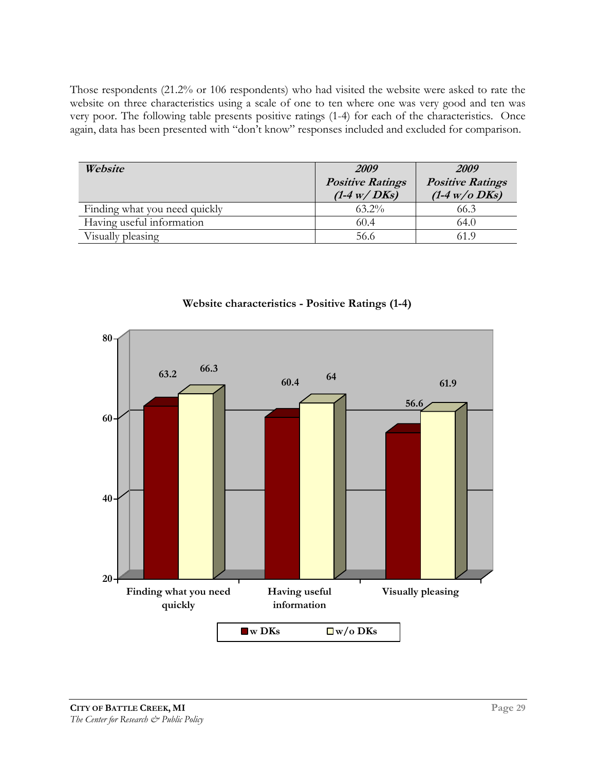Those respondents (21.2% or 106 respondents) who had visited the website were asked to rate the website on three characteristics using a scale of one to ten where one was very good and ten was very poor. The following table presents positive ratings (1-4) for each of the characteristics. Once again, data has been presented with "don't know" responses included and excluded for comparison.

| ***Website*** | ***2009 Positive Ratings (1-4 w/ DKs)*** | ***2009 Positive Ratings (1-4 w/o DKs)*** |
|---|---|---|
| Finding what you need quickly | 63.2% | 66.3 |
| Having useful information | 60.4 | 64.0 |
| Visually pleasing | 56.6 | 61.9 |

**Website characteristics - Positive Ratings (1-4)**

| | w DKs | w/o DKs |
|---|---|---|
| Finding what you need quickly | 63.2 | 66.3 |
| Having useful information | 60.4 | 64 |
| Visually pleasing | 56.6 | 61.9 |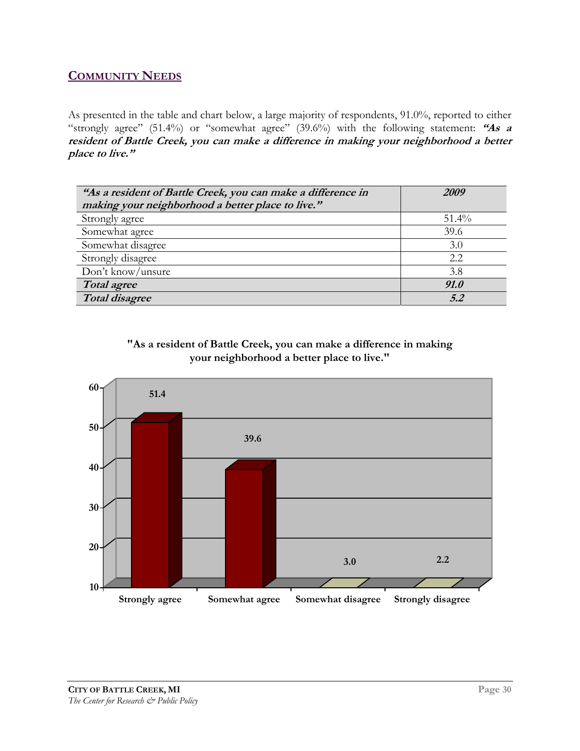## COMMUNITY NEEDS

As presented in the table and chart below, a large majority of respondents, 91.0%, reported to either "strongly agree" (51.4%) or "somewhat agree" (39.6%) with the following statement: ***"As a resident of Battle Creek, you can make a difference in making your neighborhood a better place to live."***

| ***"As a resident of Battle Creek, you can make a difference in making your neighborhood a better place to live."*** | ***2009*** |
|---|---|
| Strongly agree | 51.4% |
| Somewhat agree | 39.6 |
| Somewhat disagree | 3.0 |
| Strongly disagree | 2.2 |
| Don't know/unsure | 3.8 |
| ***Total agree*** | ***91.0*** |
| ***Total disagree*** | ***5.2*** |

**"As a resident of Battle Creek, you can make a difference in making your neighborhood a better place to live."**

| Response | Percent |
|---|---|
| Strongly agree | 51.4 |
| Somewhat agree | 39.6 |
| Somewhat disagree | 3.0 |
| Strongly disagree | 2.2 |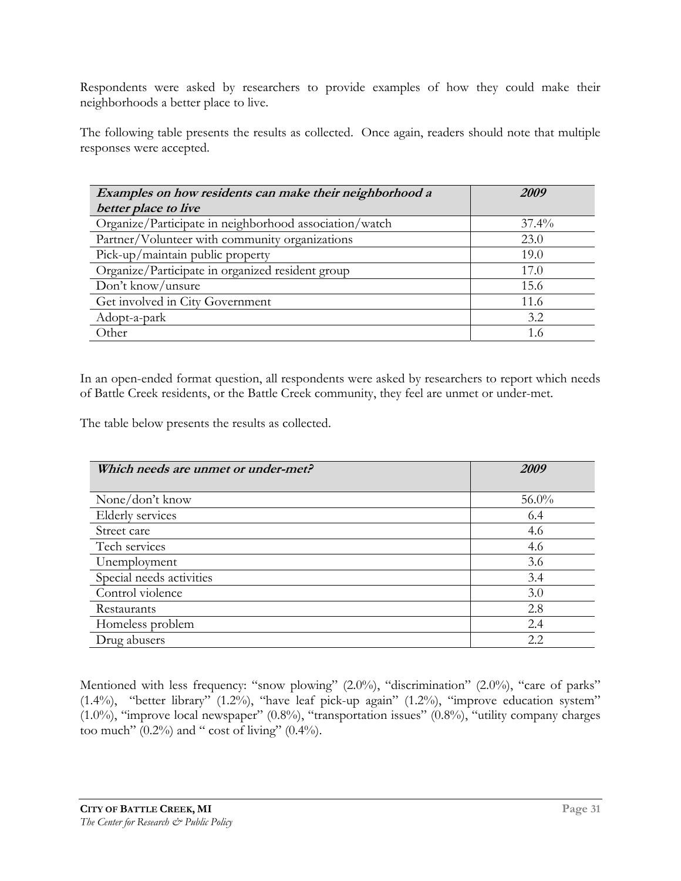Respondents were asked by researchers to provide examples of how they could make their neighborhoods a better place to live.

The following table presents the results as collected. Once again, readers should note that multiple responses were accepted.

| ***Examples on how residents can make their neighborhood a better place to live*** | ***2009*** |
|---|---|
| Organize/Participate in neighborhood association/watch | 37.4% |
| Partner/Volunteer with community organizations | 23.0 |
| Pick-up/maintain public property | 19.0 |
| Organize/Participate in organized resident group | 17.0 |
| Don't know/unsure | 15.6 |
| Get involved in City Government | 11.6 |
| Adopt-a-park | 3.2 |
| Other | 1.6 |

In an open-ended format question, all respondents were asked by researchers to report which needs of Battle Creek residents, or the Battle Creek community, they feel are unmet or under-met.

The table below presents the results as collected.

| ***Which needs are unmet or under-met?*** | ***2009*** |
|---|---|
| None/don't know | 56.0% |
| Elderly services | 6.4 |
| Street care | 4.6 |
| Tech services | 4.6 |
| Unemployment | 3.6 |
| Special needs activities | 3.4 |
| Control violence | 3.0 |
| Restaurants | 2.8 |
| Homeless problem | 2.4 |
| Drug abusers | 2.2 |

Mentioned with less frequency: "snow plowing" (2.0%), "discrimination" (2.0%), "care of parks" (1.4%), "better library" (1.2%), "have leaf pick-up again" (1.2%), "improve education system" (1.0%), "improve local newspaper" (0.8%), "transportation issues" (0.8%), "utility company charges too much" (0.2%) and " cost of living" (0.4%).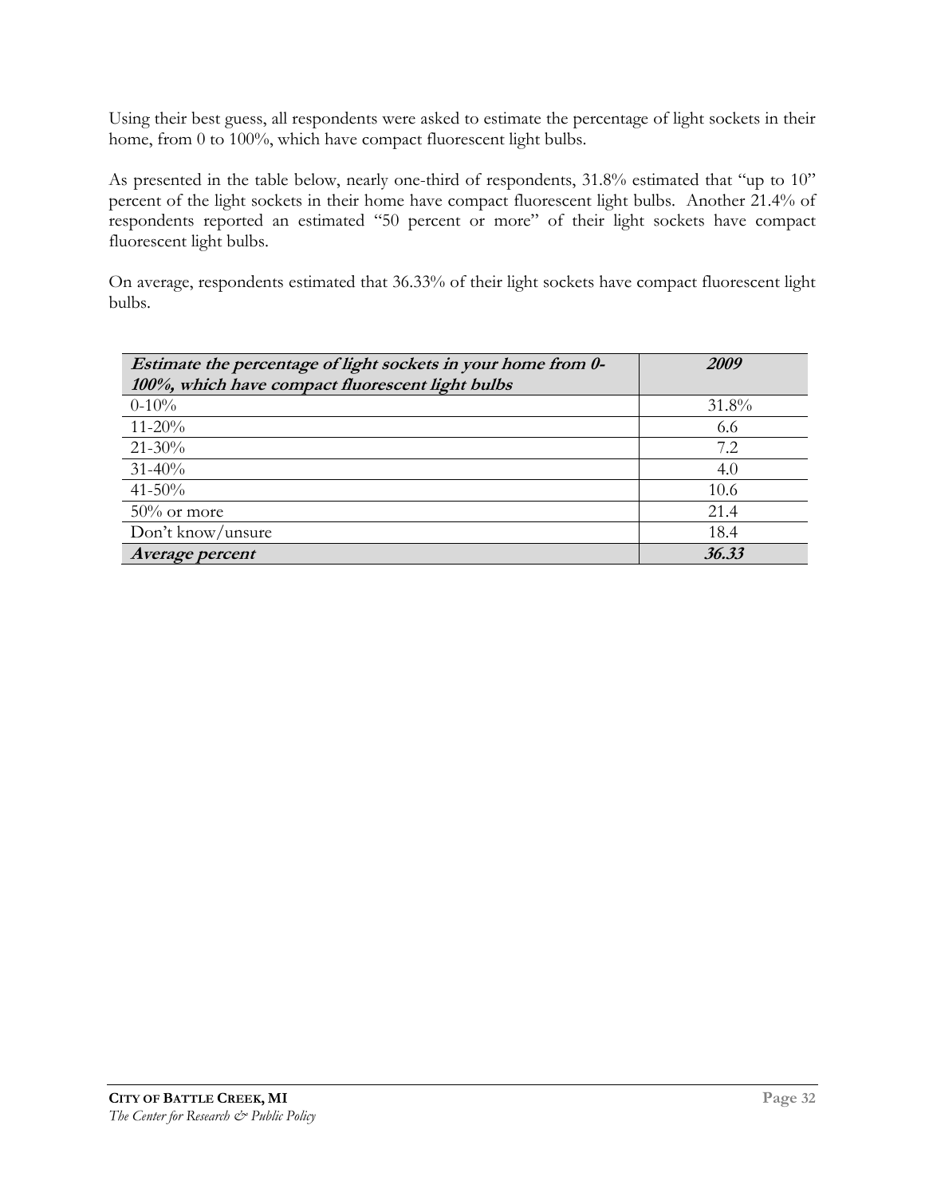Using their best guess, all respondents were asked to estimate the percentage of light sockets in their home, from 0 to 100%, which have compact fluorescent light bulbs.

As presented in the table below, nearly one-third of respondents, 31.8% estimated that "up to 10" percent of the light sockets in their home have compact fluorescent light bulbs. Another 21.4% of respondents reported an estimated "50 percent or more" of their light sockets have compact fluorescent light bulbs.

On average, respondents estimated that 36.33% of their light sockets have compact fluorescent light bulbs.

| ***Estimate the percentage of light sockets in your home from 0-100%, which have compact fluorescent light bulbs*** | ***2009*** |
|---|---|
| 0-10% | 31.8% |
| 11-20% | 6.6 |
| 21-30% | 7.2 |
| 31-40% | 4.0 |
| 41-50% | 10.6 |
| 50% or more | 21.4 |
| Don't know/unsure | 18.4 |
| ***Average percent*** | ***36.33*** |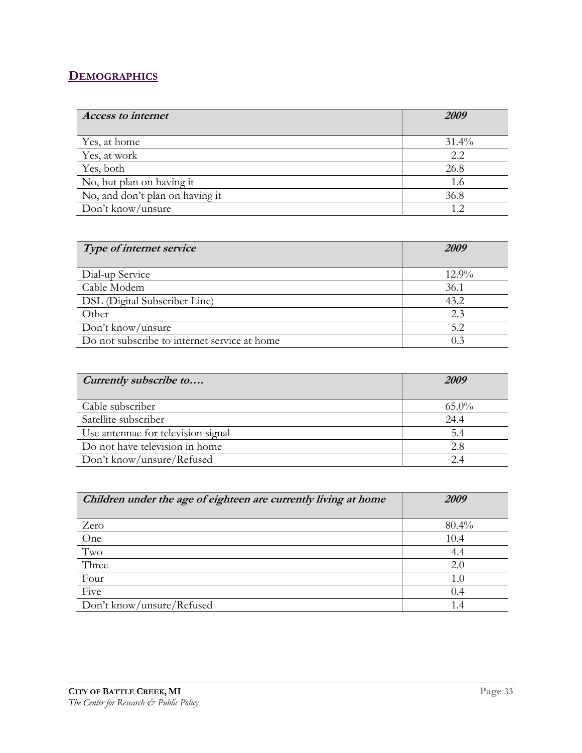## DEMOGRAPHICS

| *Access to internet* | *2009* |
|---|---|
| Yes, at home | 31.4% |
| Yes, at work | 2.2 |
| Yes, both | 26.8 |
| No, but plan on having it | 1.6 |
| No, and don't plan on having it | 36.8 |
| Don't know/unsure | 1.2 |

| *Type of internet service* | *2009* |
|---|---|
| Dial-up Service | 12.9% |
| Cable Modem | 36.1 |
| DSL (Digital Subscriber Line) | 43.2 |
| Other | 2.3 |
| Don't know/unsure | 5.2 |
| Do not subscribe to internet service at home | 0.3 |

| *Currently subscribe to….* | *2009* |
|---|---|
| Cable subscriber | 65.0% |
| Satellite subscriber | 24.4 |
| Use antennae for television signal | 5.4 |
| Do not have television in home | 2.8 |
| Don't know/unsure/Refused | 2.4 |

| *Children under the age of eighteen are currently living at home* | *2009* |
|---|---|
| Zero | 80.4% |
| One | 10.4 |
| Two | 4.4 |
| Three | 2.0 |
| Four | 1.0 |
| Five | 0.4 |
| Don't know/unsure/Refused | 1.4 |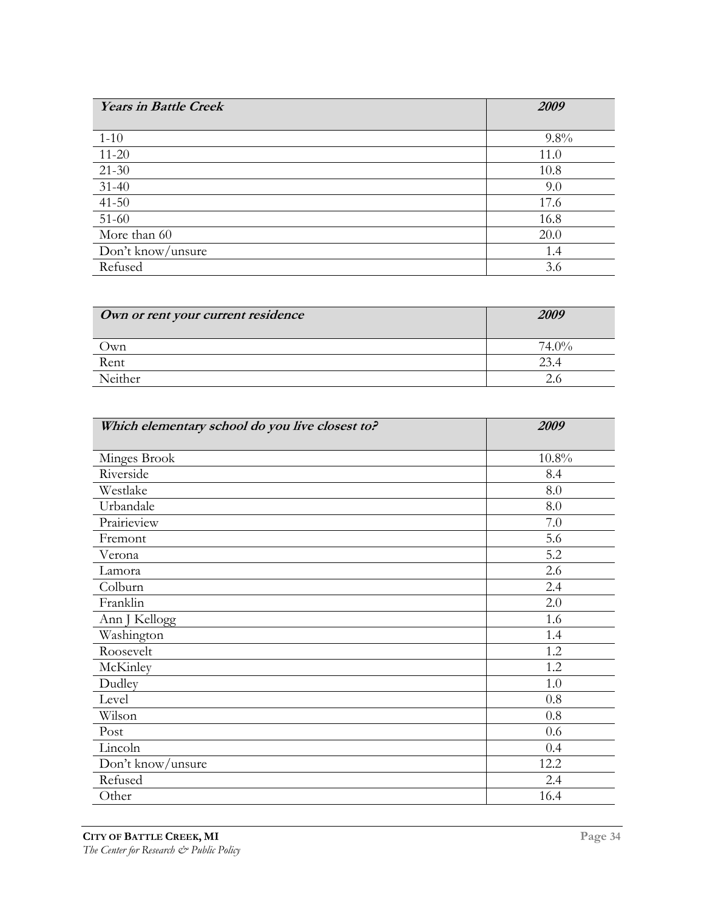| *Years in Battle Creek* | *2009* |
|---|---|
| 1-10 | 9.8% |
| 11-20 | 11.0 |
| 21-30 | 10.8 |
| 31-40 | 9.0 |
| 41-50 | 17.6 |
| 51-60 | 16.8 |
| More than 60 | 20.0 |
| Don't know/unsure | 1.4 |
| Refused | 3.6 |

| *Own or rent your current residence* | *2009* |
|---|---|
| Own | 74.0% |
| Rent | 23.4 |
| Neither | 2.6 |

| *Which elementary school do you live closest to?* | *2009* |
|---|---|
| Minges Brook | 10.8% |
| Riverside | 8.4 |
| Westlake | 8.0 |
| Urbandale | 8.0 |
| Prairieview | 7.0 |
| Fremont | 5.6 |
| Verona | 5.2 |
| Lamora | 2.6 |
| Colburn | 2.4 |
| Franklin | 2.0 |
| Ann J Kellogg | 1.6 |
| Washington | 1.4 |
| Roosevelt | 1.2 |
| McKinley | 1.2 |
| Dudley | 1.0 |
| Level | 0.8 |
| Wilson | 0.8 |
| Post | 0.6 |
| Lincoln | 0.4 |
| Don't know/unsure | 12.2 |
| Refused | 2.4 |
| Other | 16.4 |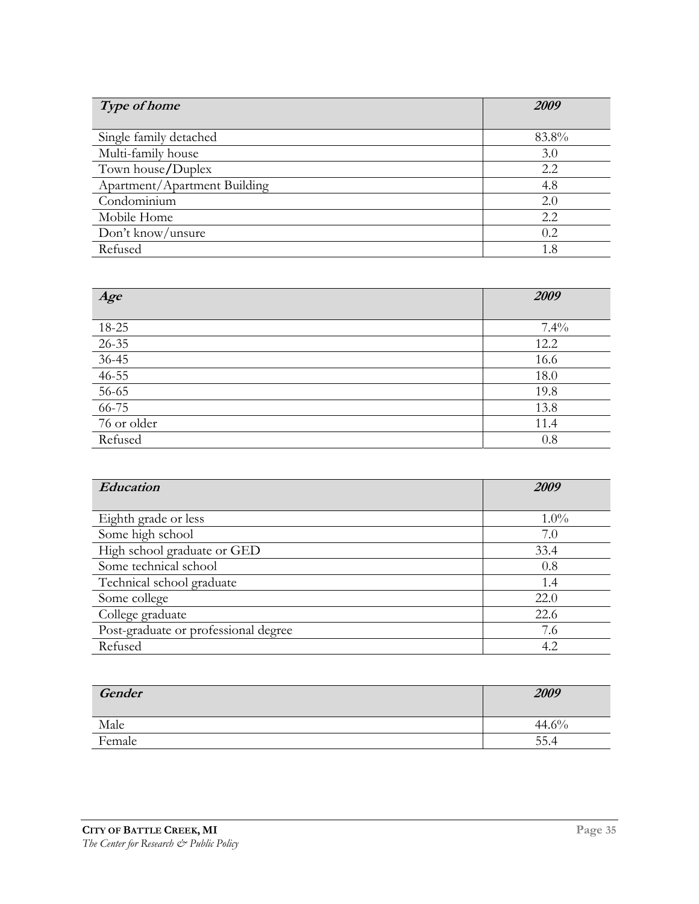| *Type of home* | *2009* |
|---|---|
| Single family detached | 83.8% |
| Multi-family house | 3.0 |
| Town house/Duplex | 2.2 |
| Apartment/Apartment Building | 4.8 |
| Condominium | 2.0 |
| Mobile Home | 2.2 |
| Don't know/unsure | 0.2 |
| Refused | 1.8 |

| *Age* | *2009* |
|---|---|
| 18-25 | 7.4% |
| 26-35 | 12.2 |
| 36-45 | 16.6 |
| 46-55 | 18.0 |
| 56-65 | 19.8 |
| 66-75 | 13.8 |
| 76 or older | 11.4 |
| Refused | 0.8 |

| *Education* | *2009* |
|---|---|
| Eighth grade or less | 1.0% |
| Some high school | 7.0 |
| High school graduate or GED | 33.4 |
| Some technical school | 0.8 |
| Technical school graduate | 1.4 |
| Some college | 22.0 |
| College graduate | 22.6 |
| Post-graduate or professional degree | 7.6 |
| Refused | 4.2 |

| *Gender* | *2009* |
|---|---|
| Male | 44.6% |
| Female | 55.4 |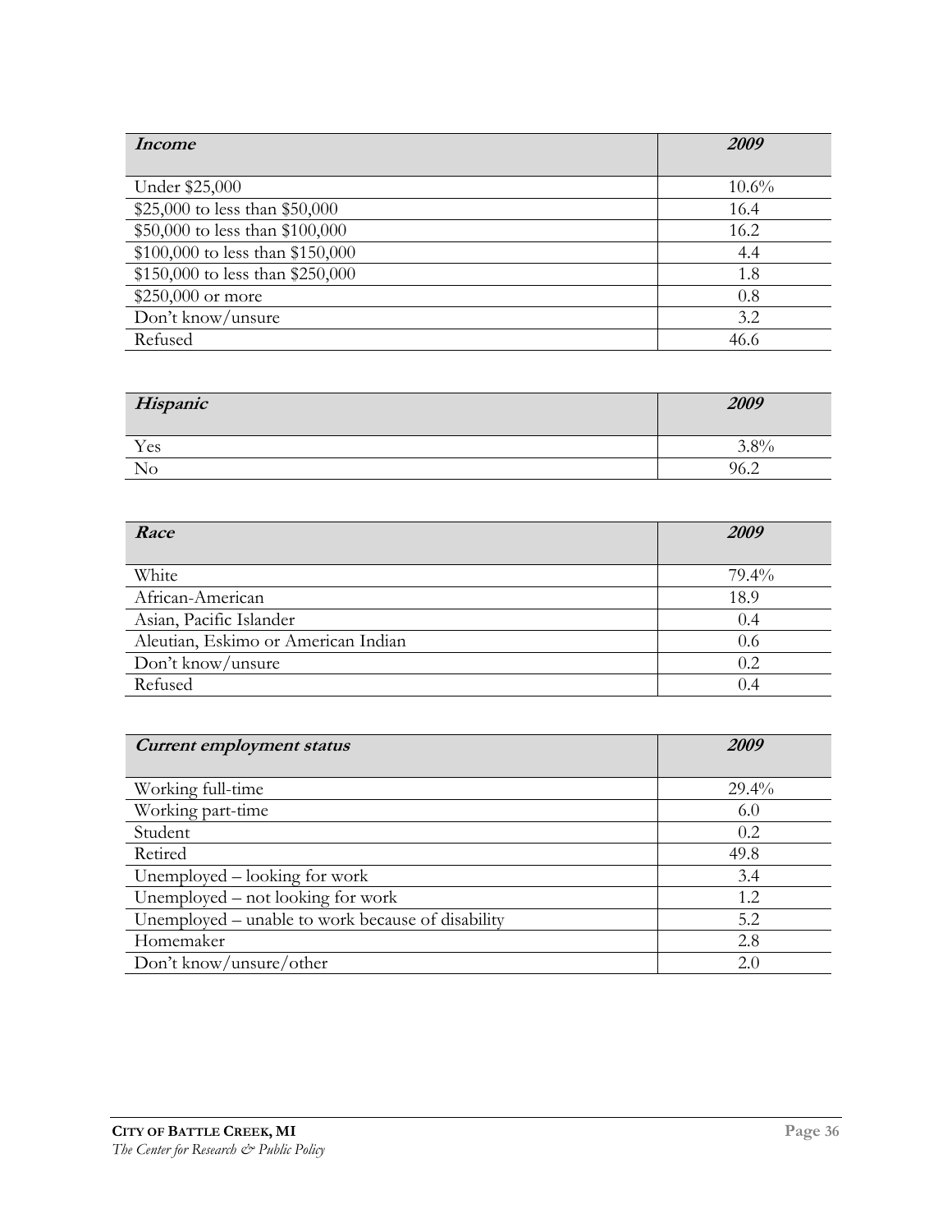| *Income* | *2009* |
|---|---|
| Under $25,000 | 10.6% |
| $25,000 to less than $50,000 | 16.4 |
| $50,000 to less than $100,000 | 16.2 |
| $100,000 to less than $150,000 | 4.4 |
| $150,000 to less than $250,000 | 1.8 |
| $250,000 or more | 0.8 |
| Don't know/unsure | 3.2 |
| Refused | 46.6 |

| *Hispanic* | *2009* |
|---|---|
| Yes | 3.8% |
| No | 96.2 |

| *Race* | *2009* |
|---|---|
| White | 79.4% |
| African-American | 18.9 |
| Asian, Pacific Islander | 0.4 |
| Aleutian, Eskimo or American Indian | 0.6 |
| Don't know/unsure | 0.2 |
| Refused | 0.4 |

| *Current employment status* | *2009* |
|---|---|
| Working full-time | 29.4% |
| Working part-time | 6.0 |
| Student | 0.2 |
| Retired | 49.8 |
| Unemployed – looking for work | 3.4 |
| Unemployed – not looking for work | 1.2 |
| Unemployed – unable to work because of disability | 5.2 |
| Homemaker | 2.8 |
| Don't know/unsure/other | 2.0 |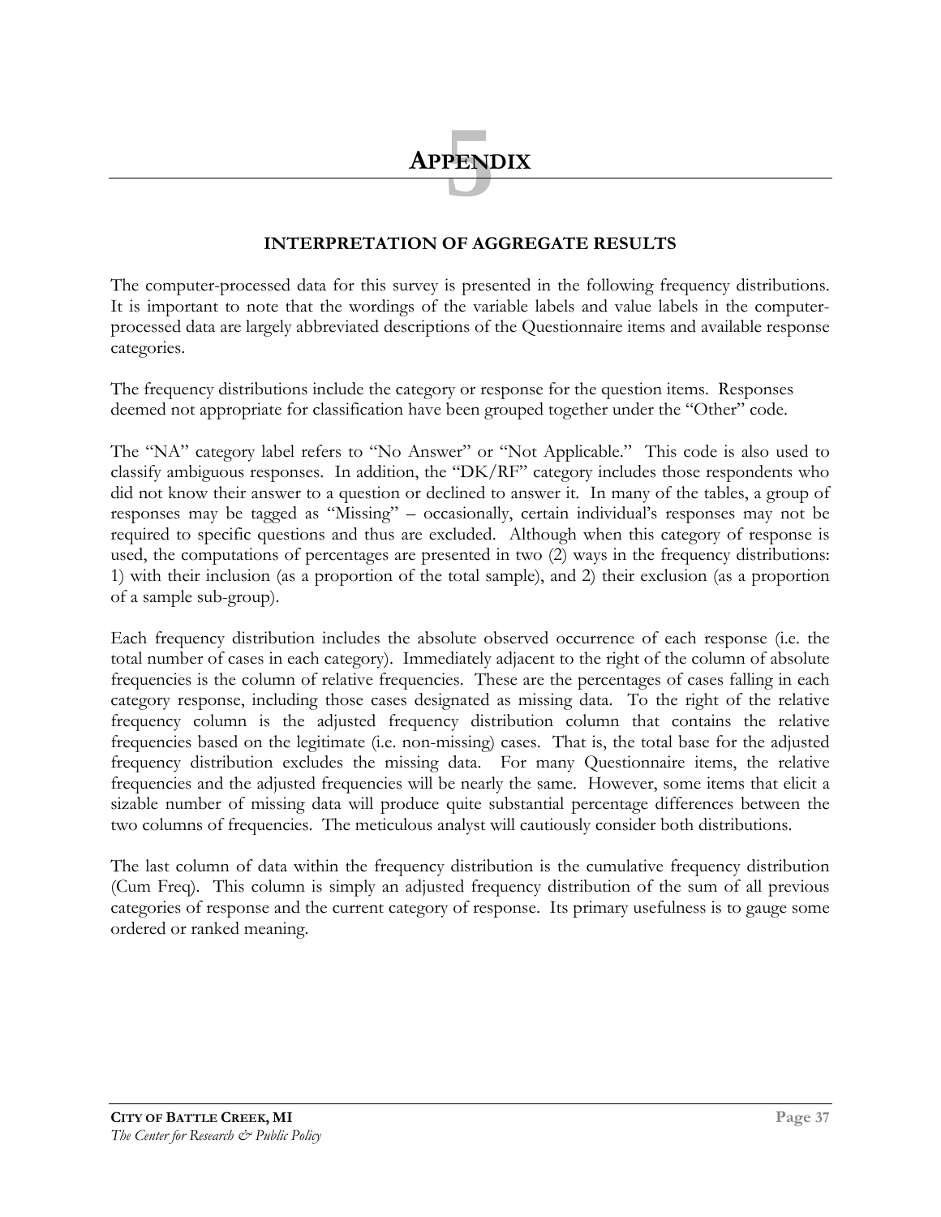# 5 APPENDIX

## INTERPRETATION OF AGGREGATE RESULTS

The computer-processed data for this survey is presented in the following frequency distributions. It is important to note that the wordings of the variable labels and value labels in the computer-processed data are largely abbreviated descriptions of the Questionnaire items and available response categories.

The frequency distributions include the category or response for the question items. Responses deemed not appropriate for classification have been grouped together under the "Other" code.

The "NA" category label refers to "No Answer" or "Not Applicable." This code is also used to classify ambiguous responses. In addition, the "DK/RF" category includes those respondents who did not know their answer to a question or declined to answer it. In many of the tables, a group of responses may be tagged as "Missing" – occasionally, certain individual's responses may not be required to specific questions and thus are excluded. Although when this category of response is used, the computations of percentages are presented in two (2) ways in the frequency distributions: 1) with their inclusion (as a proportion of the total sample), and 2) their exclusion (as a proportion of a sample sub-group).

Each frequency distribution includes the absolute observed occurrence of each response (i.e. the total number of cases in each category). Immediately adjacent to the right of the column of absolute frequencies is the column of relative frequencies. These are the percentages of cases falling in each category response, including those cases designated as missing data. To the right of the relative frequency column is the adjusted frequency distribution column that contains the relative frequencies based on the legitimate (i.e. non-missing) cases. That is, the total base for the adjusted frequency distribution excludes the missing data. For many Questionnaire items, the relative frequencies and the adjusted frequencies will be nearly the same. However, some items that elicit a sizable number of missing data will produce quite substantial percentage differences between the two columns of frequencies. The meticulous analyst will cautiously consider both distributions.

The last column of data within the frequency distribution is the cumulative frequency distribution (Cum Freq). This column is simply an adjusted frequency distribution of the sum of all previous categories of response and the current category of response. Its primary usefulness is to gauge some ordered or ranked meaning.